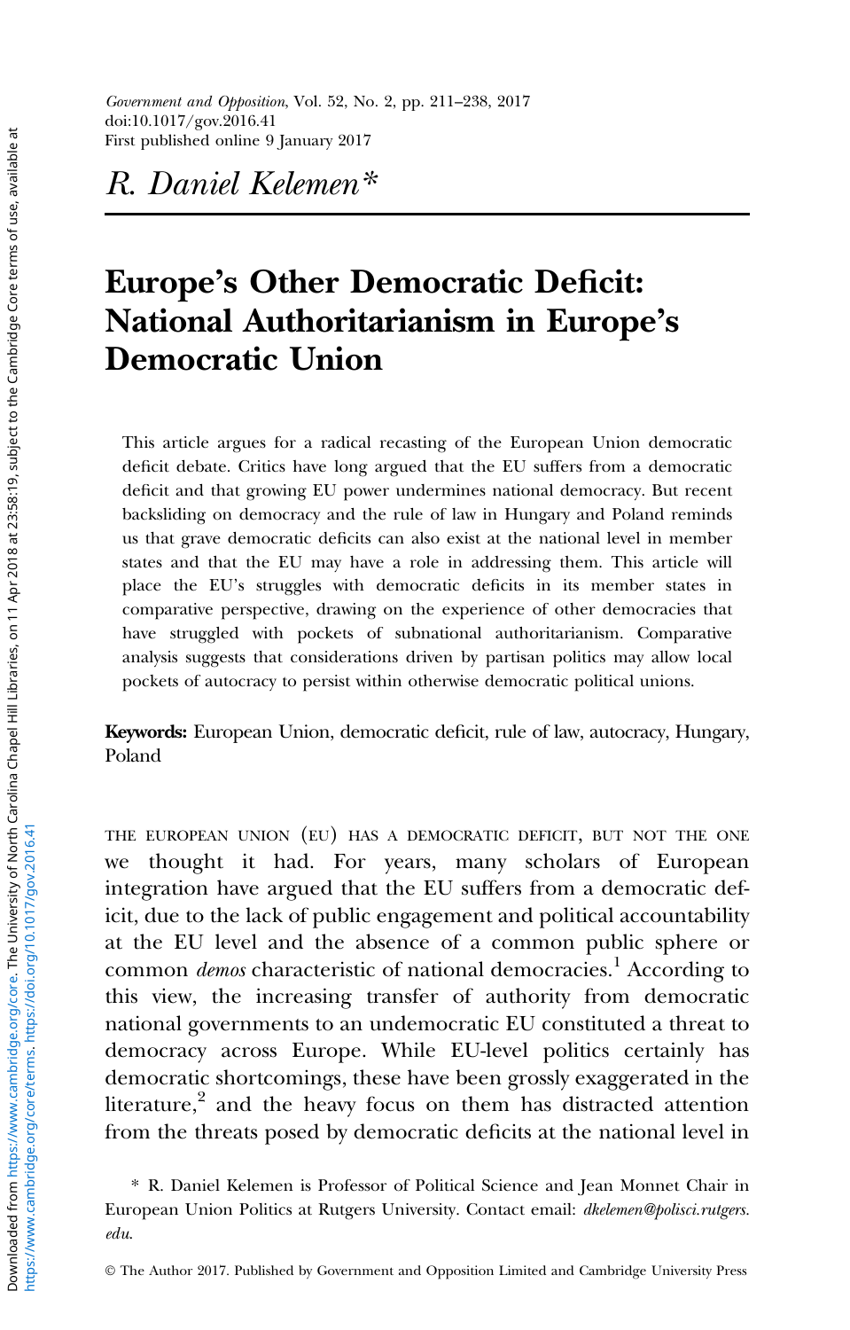*Government and Opposition*, Vol. 52, No. 2, pp. 211–238, 2017
doi:10.1017/gov.2016.41
First published online 9 January 2017

*R. Daniel Kelemen**

# Europe's Other Democratic Deficit: National Authoritarianism in Europe's Democratic Union

This article argues for a radical recasting of the European Union democratic deficit debate. Critics have long argued that the EU suffers from a democratic deficit and that growing EU power undermines national democracy. But recent backsliding on democracy and the rule of law in Hungary and Poland reminds us that grave democratic deficits can also exist at the national level in member states and that the EU may have a role in addressing them. This article will place the EU's struggles with democratic deficits in its member states in comparative perspective, drawing on the experience of other democracies that have struggled with pockets of subnational authoritarianism. Comparative analysis suggests that considerations driven by partisan politics may allow local pockets of autocracy to persist within otherwise democratic political unions.

**Keywords:** European Union, democratic deficit, rule of law, autocracy, Hungary, Poland

THE EUROPEAN UNION (EU) HAS A DEMOCRATIC DEFICIT, BUT NOT THE ONE we thought it had. For years, many scholars of European integration have argued that the EU suffers from a democratic deficit, due to the lack of public engagement and political accountability at the EU level and the absence of a common public sphere or common *demos* characteristic of national democracies.[1] According to this view, the increasing transfer of authority from democratic national governments to an undemocratic EU constituted a threat to democracy across Europe. While EU-level politics certainly has democratic shortcomings, these have been grossly exaggerated in the literature,[2] and the heavy focus on them has distracted attention from the threats posed by democratic deficits at the national level in

\* R. Daniel Kelemen is Professor of Political Science and Jean Monnet Chair in European Union Politics at Rutgers University. Contact email: *dkelemen@polisci.rutgers.edu*.

© The Author 2017. Published by Government and Opposition Limited and Cambridge University Press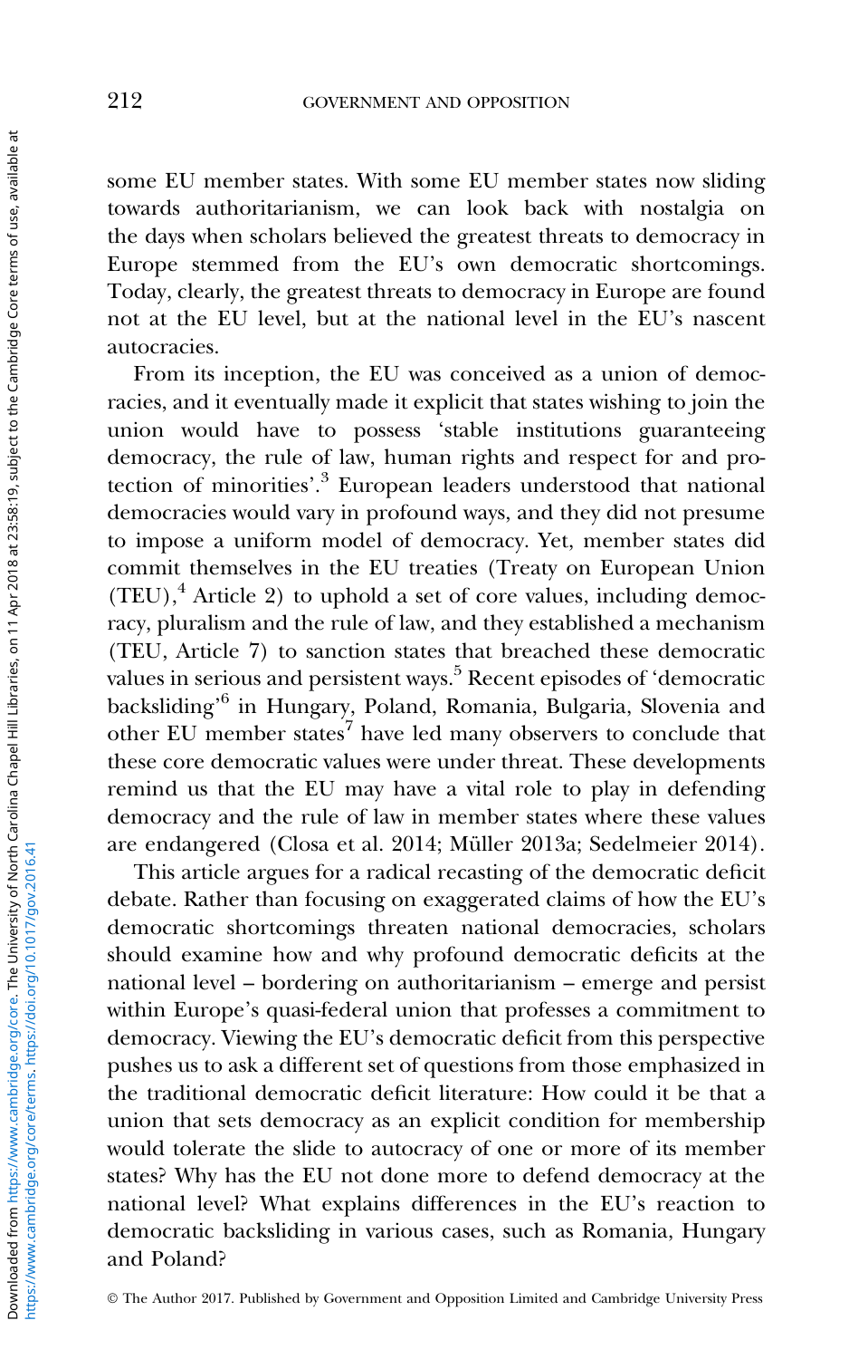some EU member states. With some EU member states now sliding towards authoritarianism, we can look back with nostalgia on the days when scholars believed the greatest threats to democracy in Europe stemmed from the EU's own democratic shortcomings. Today, clearly, the greatest threats to democracy in Europe are found not at the EU level, but at the national level in the EU's nascent autocracies.

From its inception, the EU was conceived as a union of democracies, and it eventually made it explicit that states wishing to join the union would have to possess 'stable institutions guaranteeing democracy, the rule of law, human rights and respect for and protection of minorities'.[3] European leaders understood that national democracies would vary in profound ways, and they did not presume to impose a uniform model of democracy. Yet, member states did commit themselves in the EU treaties (Treaty on European Union (TEU),[4] Article 2) to uphold a set of core values, including democracy, pluralism and the rule of law, and they established a mechanism (TEU, Article 7) to sanction states that breached these democratic values in serious and persistent ways.[5] Recent episodes of 'democratic backsliding'[6] in Hungary, Poland, Romania, Bulgaria, Slovenia and other EU member states[7] have led many observers to conclude that these core democratic values were under threat. These developments remind us that the EU may have a vital role to play in defending democracy and the rule of law in member states where these values are endangered (Closa et al. 2014; Müller 2013a; Sedelmeier 2014).

This article argues for a radical recasting of the democratic deficit debate. Rather than focusing on exaggerated claims of how the EU's democratic shortcomings threaten national democracies, scholars should examine how and why profound democratic deficits at the national level – bordering on authoritarianism – emerge and persist within Europe's quasi-federal union that professes a commitment to democracy. Viewing the EU's democratic deficit from this perspective pushes us to ask a different set of questions from those emphasized in the traditional democratic deficit literature: How could it be that a union that sets democracy as an explicit condition for membership would tolerate the slide to autocracy of one or more of its member states? Why has the EU not done more to defend democracy at the national level? What explains differences in the EU's reaction to democratic backsliding in various cases, such as Romania, Hungary and Poland?

© The Author 2017. Published by Government and Opposition Limited and Cambridge University Press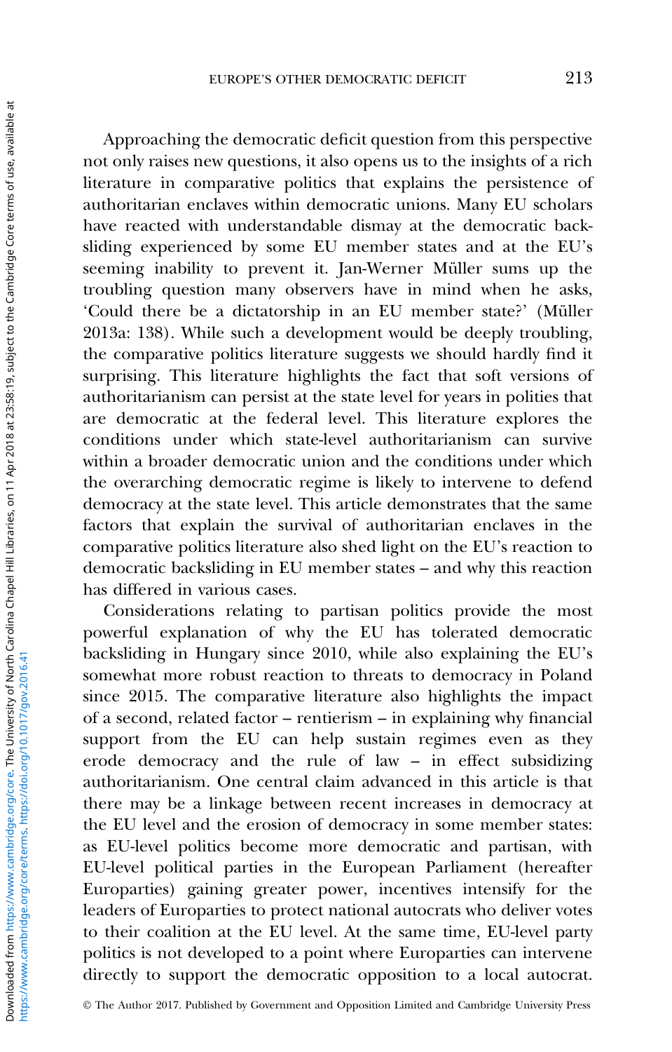Approaching the democratic deficit question from this perspective not only raises new questions, it also opens us to the insights of a rich literature in comparative politics that explains the persistence of authoritarian enclaves within democratic unions. Many EU scholars have reacted with understandable dismay at the democratic backsliding experienced by some EU member states and at the EU's seeming inability to prevent it. Jan-Werner Müller sums up the troubling question many observers have in mind when he asks, 'Could there be a dictatorship in an EU member state?' (Müller 2013a: 138). While such a development would be deeply troubling, the comparative politics literature suggests we should hardly find it surprising. This literature highlights the fact that soft versions of authoritarianism can persist at the state level for years in polities that are democratic at the federal level. This literature explores the conditions under which state-level authoritarianism can survive within a broader democratic union and the conditions under which the overarching democratic regime is likely to intervene to defend democracy at the state level. This article demonstrates that the same factors that explain the survival of authoritarian enclaves in the comparative politics literature also shed light on the EU's reaction to democratic backsliding in EU member states – and why this reaction has differed in various cases.

Considerations relating to partisan politics provide the most powerful explanation of why the EU has tolerated democratic backsliding in Hungary since 2010, while also explaining the EU's somewhat more robust reaction to threats to democracy in Poland since 2015. The comparative literature also highlights the impact of a second, related factor – rentierism – in explaining why financial support from the EU can help sustain regimes even as they erode democracy and the rule of law – in effect subsidizing authoritarianism. One central claim advanced in this article is that there may be a linkage between recent increases in democracy at the EU level and the erosion of democracy in some member states: as EU-level politics become more democratic and partisan, with EU-level political parties in the European Parliament (hereafter Europarties) gaining greater power, incentives intensify for the leaders of Europarties to protect national autocrats who deliver votes to their coalition at the EU level. At the same time, EU-level party politics is not developed to a point where Europarties can intervene directly to support the democratic opposition to a local autocrat.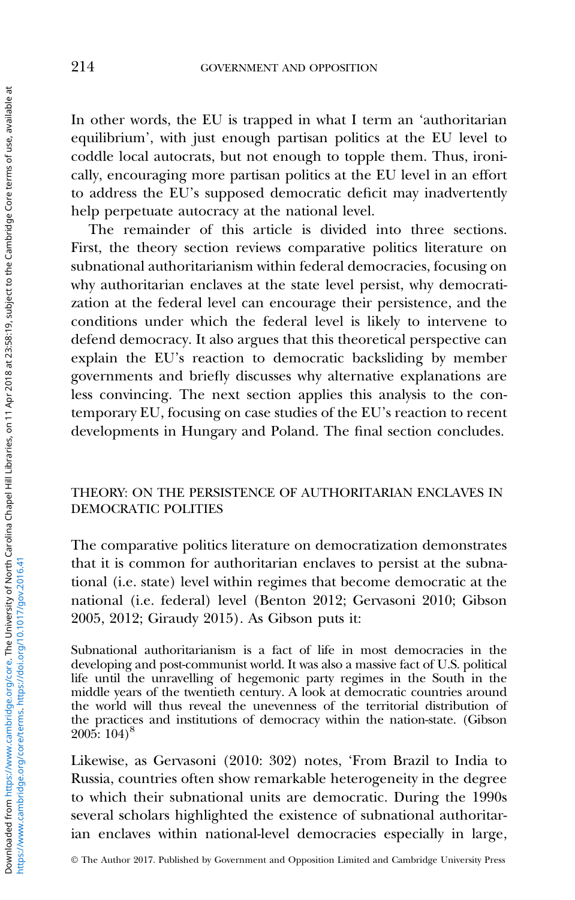In other words, the EU is trapped in what I term an 'authoritarian equilibrium', with just enough partisan politics at the EU level to coddle local autocrats, but not enough to topple them. Thus, ironically, encouraging more partisan politics at the EU level in an effort to address the EU's supposed democratic deficit may inadvertently help perpetuate autocracy at the national level.

The remainder of this article is divided into three sections. First, the theory section reviews comparative politics literature on subnational authoritarianism within federal democracies, focusing on why authoritarian enclaves at the state level persist, why democratization at the federal level can encourage their persistence, and the conditions under which the federal level is likely to intervene to defend democracy. It also argues that this theoretical perspective can explain the EU's reaction to democratic backsliding by member governments and briefly discusses why alternative explanations are less convincing. The next section applies this analysis to the contemporary EU, focusing on case studies of the EU's reaction to recent developments in Hungary and Poland. The final section concludes.

## THEORY: ON THE PERSISTENCE OF AUTHORITARIAN ENCLAVES IN DEMOCRATIC POLITIES

The comparative politics literature on democratization demonstrates that it is common for authoritarian enclaves to persist at the subnational (i.e. state) level within regimes that become democratic at the national (i.e. federal) level (Benton 2012; Gervasoni 2010; Gibson 2005, 2012; Giraudy 2015). As Gibson puts it:

> Subnational authoritarianism is a fact of life in most democracies in the developing and post-communist world. It was also a massive fact of U.S. political life until the unravelling of hegemonic party regimes in the South in the middle years of the twentieth century. A look at democratic countries around the world will thus reveal the unevenness of the territorial distribution of the practices and institutions of democracy within the nation-state. (Gibson 2005: 104)[8]

Likewise, as Gervasoni (2010: 302) notes, 'From Brazil to India to Russia, countries often show remarkable heterogeneity in the degree to which their subnational units are democratic. During the 1990s several scholars highlighted the existence of subnational authoritarian enclaves within national-level democracies especially in large,

© The Author 2017. Published by Government and Opposition Limited and Cambridge University Press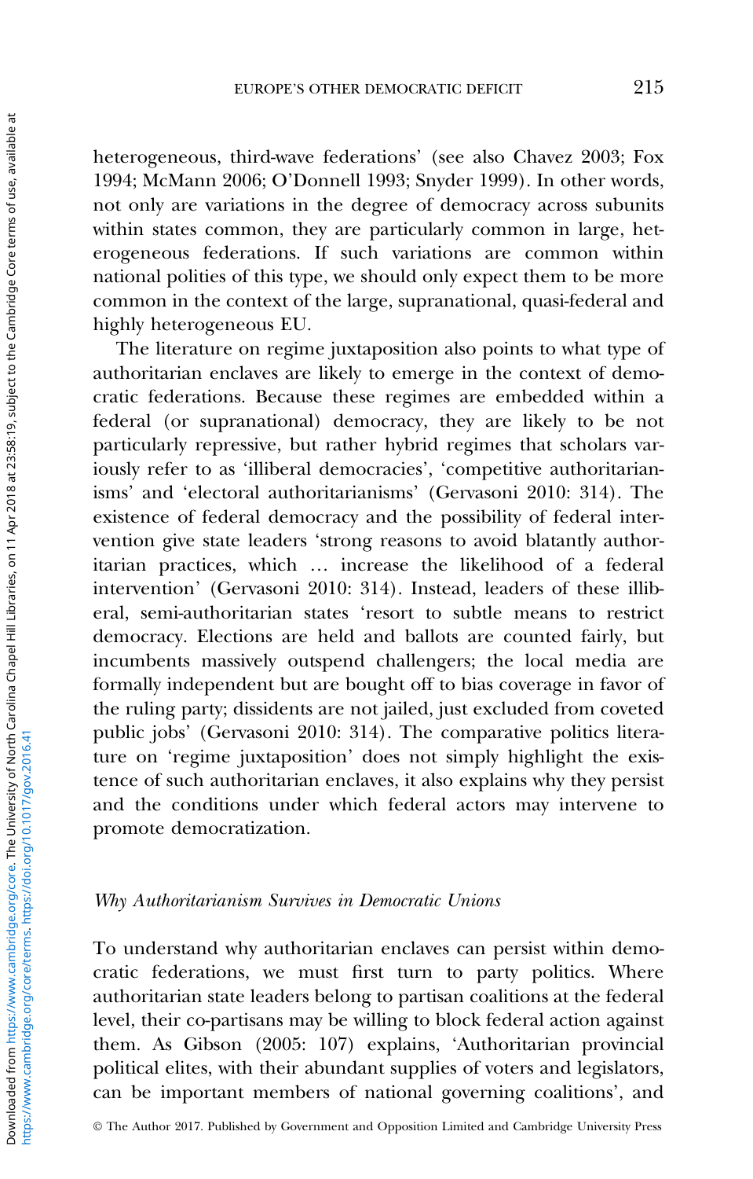heterogeneous, third-wave federations' (see also Chavez 2003; Fox 1994; McMann 2006; O'Donnell 1993; Snyder 1999). In other words, not only are variations in the degree of democracy across subunits within states common, they are particularly common in large, heterogeneous federations. If such variations are common within national polities of this type, we should only expect them to be more common in the context of the large, supranational, quasi-federal and highly heterogeneous EU.

The literature on regime juxtaposition also points to what type of authoritarian enclaves are likely to emerge in the context of democratic federations. Because these regimes are embedded within a federal (or supranational) democracy, they are likely to be not particularly repressive, but rather hybrid regimes that scholars variously refer to as 'illiberal democracies', 'competitive authoritarianisms' and 'electoral authoritarianisms' (Gervasoni 2010: 314). The existence of federal democracy and the possibility of federal intervention give state leaders 'strong reasons to avoid blatantly authoritarian practices, which … increase the likelihood of a federal intervention' (Gervasoni 2010: 314). Instead, leaders of these illiberal, semi-authoritarian states 'resort to subtle means to restrict democracy. Elections are held and ballots are counted fairly, but incumbents massively outspend challengers; the local media are formally independent but are bought off to bias coverage in favor of the ruling party; dissidents are not jailed, just excluded from coveted public jobs' (Gervasoni 2010: 314). The comparative politics literature on 'regime juxtaposition' does not simply highlight the existence of such authoritarian enclaves, it also explains why they persist and the conditions under which federal actors may intervene to promote democratization.

### *Why Authoritarianism Survives in Democratic Unions*

To understand why authoritarian enclaves can persist within democratic federations, we must first turn to party politics. Where authoritarian state leaders belong to partisan coalitions at the federal level, their co-partisans may be willing to block federal action against them. As Gibson (2005: 107) explains, 'Authoritarian provincial political elites, with their abundant supplies of voters and legislators, can be important members of national governing coalitions', and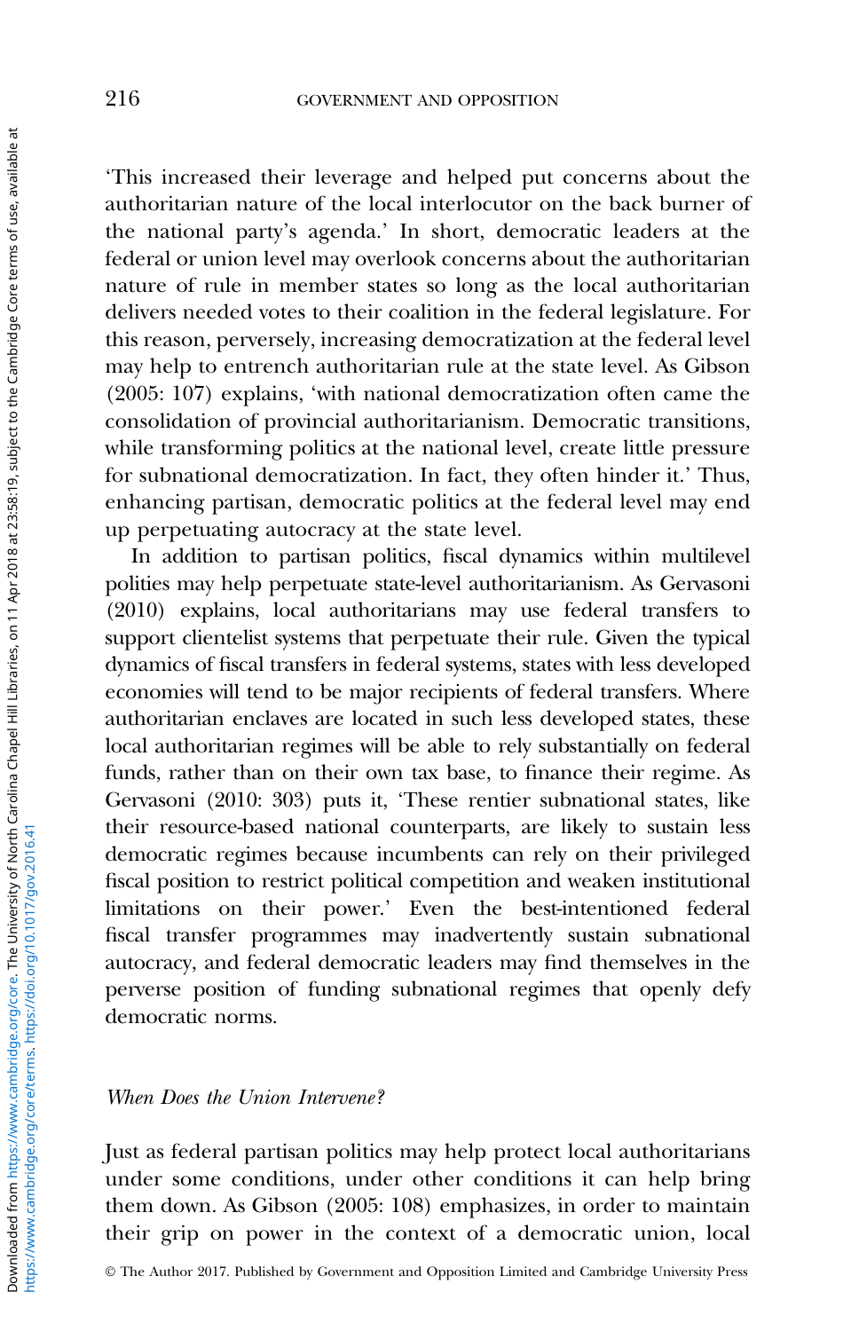'This increased their leverage and helped put concerns about the authoritarian nature of the local interlocutor on the back burner of the national party's agenda.' In short, democratic leaders at the federal or union level may overlook concerns about the authoritarian nature of rule in member states so long as the local authoritarian delivers needed votes to their coalition in the federal legislature. For this reason, perversely, increasing democratization at the federal level may help to entrench authoritarian rule at the state level. As Gibson (2005: 107) explains, 'with national democratization often came the consolidation of provincial authoritarianism. Democratic transitions, while transforming politics at the national level, create little pressure for subnational democratization. In fact, they often hinder it.' Thus, enhancing partisan, democratic politics at the federal level may end up perpetuating autocracy at the state level.

In addition to partisan politics, fiscal dynamics within multilevel polities may help perpetuate state-level authoritarianism. As Gervasoni (2010) explains, local authoritarians may use federal transfers to support clientelist systems that perpetuate their rule. Given the typical dynamics of fiscal transfers in federal systems, states with less developed economies will tend to be major recipients of federal transfers. Where authoritarian enclaves are located in such less developed states, these local authoritarian regimes will be able to rely substantially on federal funds, rather than on their own tax base, to finance their regime. As Gervasoni (2010: 303) puts it, 'These rentier subnational states, like their resource-based national counterparts, are likely to sustain less democratic regimes because incumbents can rely on their privileged fiscal position to restrict political competition and weaken institutional limitations on their power.' Even the best-intentioned federal fiscal transfer programmes may inadvertently sustain subnational autocracy, and federal democratic leaders may find themselves in the perverse position of funding subnational regimes that openly defy democratic norms.

### *When Does the Union Intervene?*

Just as federal partisan politics may help protect local authoritarians under some conditions, under other conditions it can help bring them down. As Gibson (2005: 108) emphasizes, in order to maintain their grip on power in the context of a democratic union, local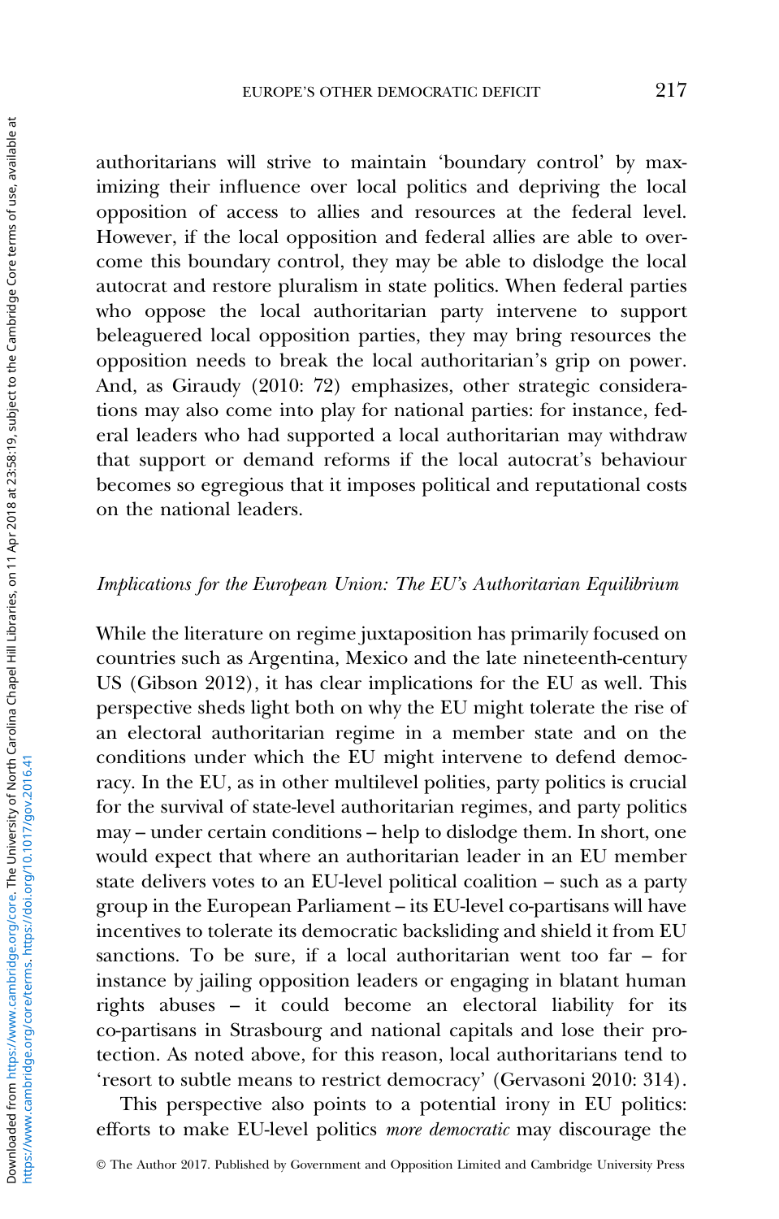authoritarians will strive to maintain 'boundary control' by maximizing their influence over local politics and depriving the local opposition of access to allies and resources at the federal level. However, if the local opposition and federal allies are able to overcome this boundary control, they may be able to dislodge the local autocrat and restore pluralism in state politics. When federal parties who oppose the local authoritarian party intervene to support beleaguered local opposition parties, they may bring resources the opposition needs to break the local authoritarian's grip on power. And, as Giraudy (2010: 72) emphasizes, other strategic considerations may also come into play for national parties: for instance, federal leaders who had supported a local authoritarian may withdraw that support or demand reforms if the local autocrat's behaviour becomes so egregious that it imposes political and reputational costs on the national leaders.

### *Implications for the European Union: The EU's Authoritarian Equilibrium*

While the literature on regime juxtaposition has primarily focused on countries such as Argentina, Mexico and the late nineteenth-century US (Gibson 2012), it has clear implications for the EU as well. This perspective sheds light both on why the EU might tolerate the rise of an electoral authoritarian regime in a member state and on the conditions under which the EU might intervene to defend democracy. In the EU, as in other multilevel polities, party politics is crucial for the survival of state-level authoritarian regimes, and party politics may – under certain conditions – help to dislodge them. In short, one would expect that where an authoritarian leader in an EU member state delivers votes to an EU-level political coalition – such as a party group in the European Parliament – its EU-level co-partisans will have incentives to tolerate its democratic backsliding and shield it from EU sanctions. To be sure, if a local authoritarian went too far – for instance by jailing opposition leaders or engaging in blatant human rights abuses – it could become an electoral liability for its co-partisans in Strasbourg and national capitals and lose their protection. As noted above, for this reason, local authoritarians tend to 'resort to subtle means to restrict democracy' (Gervasoni 2010: 314).

This perspective also points to a potential irony in EU politics: efforts to make EU-level politics *more democratic* may discourage the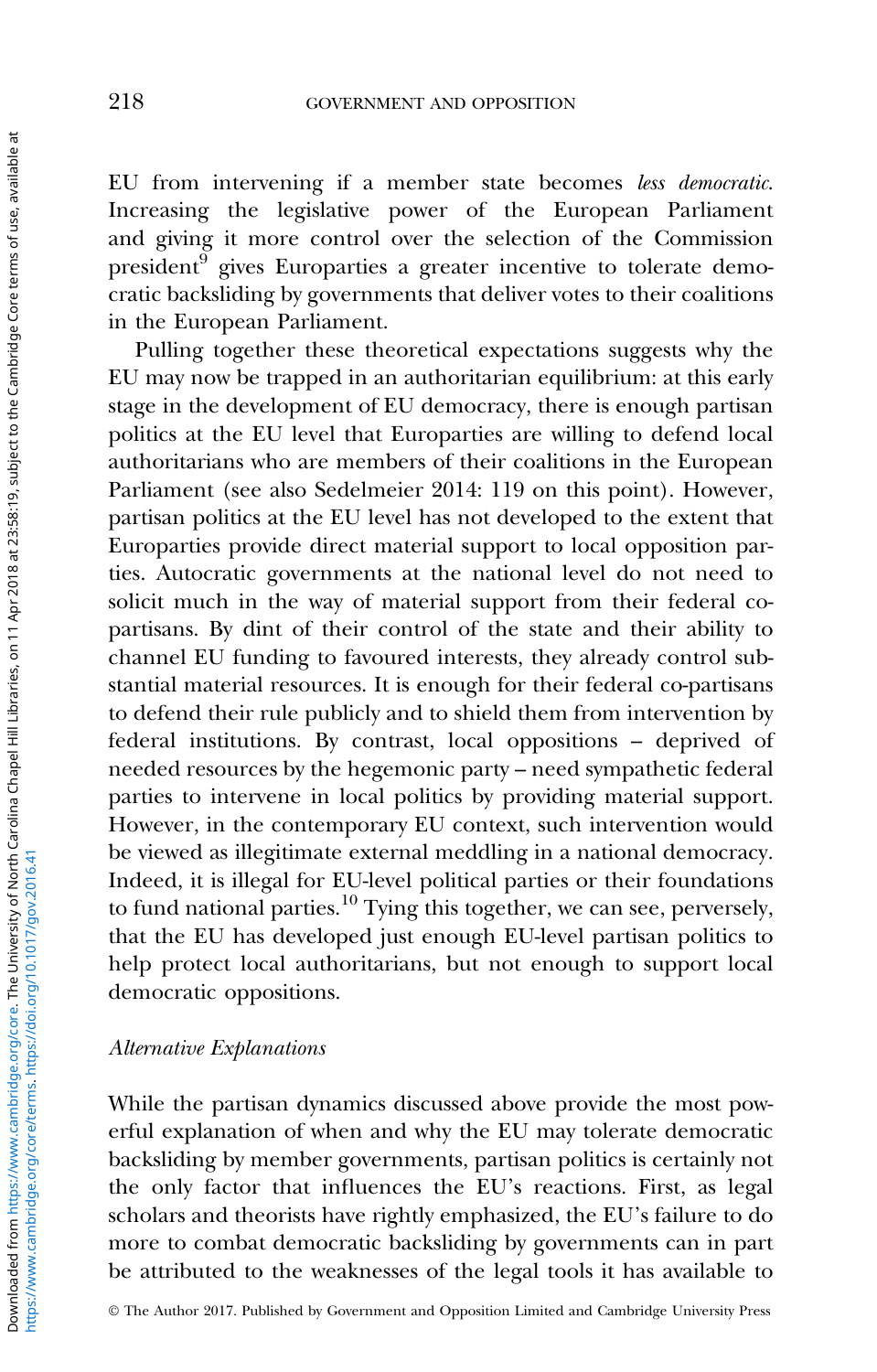EU from intervening if a member state becomes *less democratic*. Increasing the legislative power of the European Parliament and giving it more control over the selection of the Commission president[9] gives Europarties a greater incentive to tolerate democratic backsliding by governments that deliver votes to their coalitions in the European Parliament.

Pulling together these theoretical expectations suggests why the EU may now be trapped in an authoritarian equilibrium: at this early stage in the development of EU democracy, there is enough partisan politics at the EU level that Europarties are willing to defend local authoritarians who are members of their coalitions in the European Parliament (see also Sedelmeier 2014: 119 on this point). However, partisan politics at the EU level has not developed to the extent that Europarties provide direct material support to local opposition parties. Autocratic governments at the national level do not need to solicit much in the way of material support from their federal co-partisans. By dint of their control of the state and their ability to channel EU funding to favoured interests, they already control substantial material resources. It is enough for their federal co-partisans to defend their rule publicly and to shield them from intervention by federal institutions. By contrast, local oppositions – deprived of needed resources by the hegemonic party – need sympathetic federal parties to intervene in local politics by providing material support. However, in the contemporary EU context, such intervention would be viewed as illegitimate external meddling in a national democracy. Indeed, it is illegal for EU-level political parties or their foundations to fund national parties.[10] Tying this together, we can see, perversely, that the EU has developed just enough EU-level partisan politics to help protect local authoritarians, but not enough to support local democratic oppositions.

### *Alternative Explanations*

While the partisan dynamics discussed above provide the most powerful explanation of when and why the EU may tolerate democratic backsliding by member governments, partisan politics is certainly not the only factor that influences the EU's reactions. First, as legal scholars and theorists have rightly emphasized, the EU's failure to do more to combat democratic backsliding by governments can in part be attributed to the weaknesses of the legal tools it has available to

© The Author 2017. Published by Government and Opposition Limited and Cambridge University Press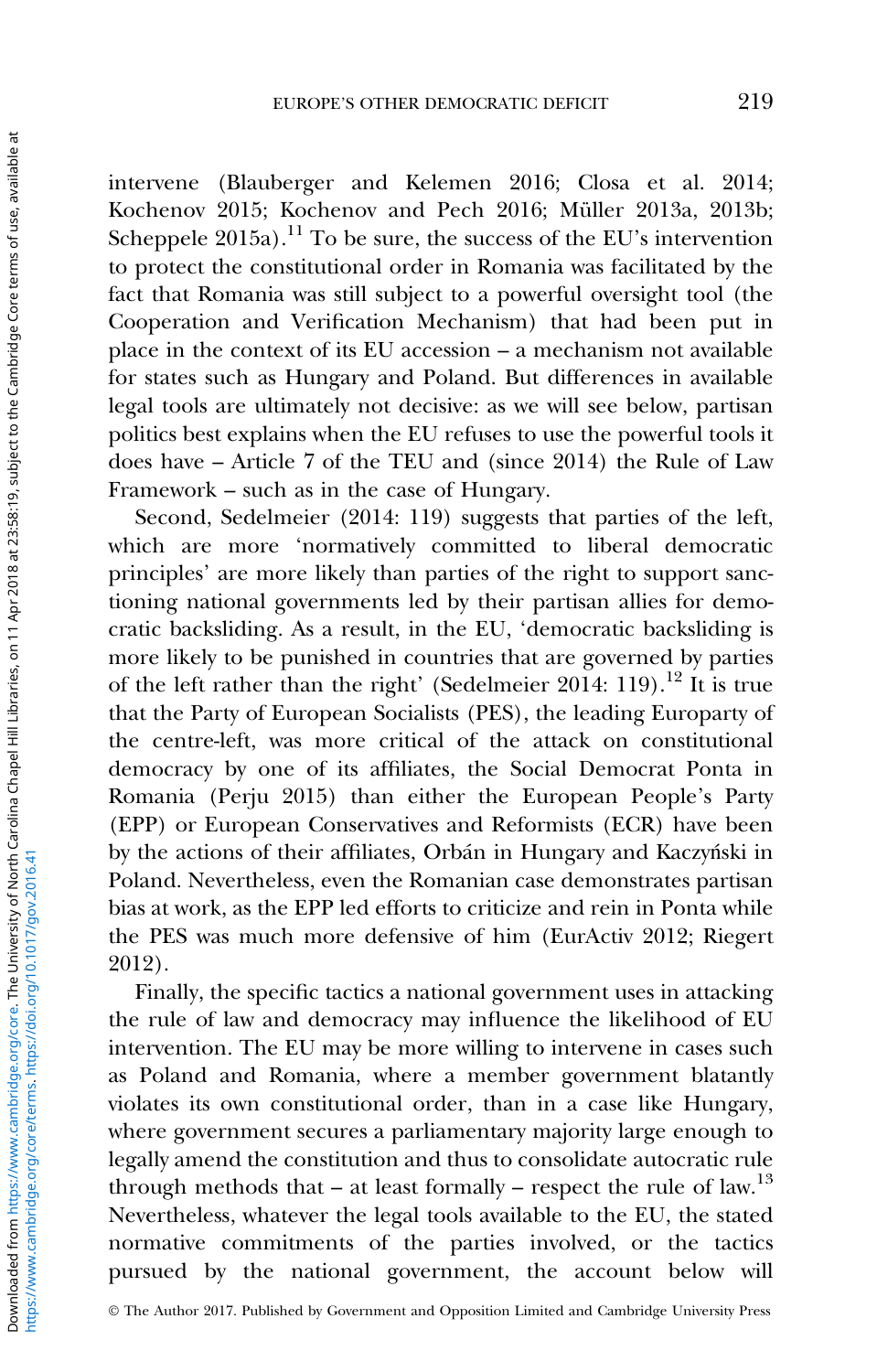intervene (Blauberger and Kelemen 2016; Closa et al. 2014; Kochenov 2015; Kochenov and Pech 2016; Müller 2013a, 2013b; Scheppele 2015a).[11] To be sure, the success of the EU's intervention to protect the constitutional order in Romania was facilitated by the fact that Romania was still subject to a powerful oversight tool (the Cooperation and Verification Mechanism) that had been put in place in the context of its EU accession – a mechanism not available for states such as Hungary and Poland. But differences in available legal tools are ultimately not decisive: as we will see below, partisan politics best explains when the EU refuses to use the powerful tools it does have – Article 7 of the TEU and (since 2014) the Rule of Law Framework – such as in the case of Hungary.

Second, Sedelmeier (2014: 119) suggests that parties of the left, which are more 'normatively committed to liberal democratic principles' are more likely than parties of the right to support sanctioning national governments led by their partisan allies for democratic backsliding. As a result, in the EU, 'democratic backsliding is more likely to be punished in countries that are governed by parties of the left rather than the right' (Sedelmeier 2014: 119).[12] It is true that the Party of European Socialists (PES), the leading Europarty of the centre-left, was more critical of the attack on constitutional democracy by one of its affiliates, the Social Democrat Ponta in Romania (Perju 2015) than either the European People's Party (EPP) or European Conservatives and Reformists (ECR) have been by the actions of their affiliates, Orbán in Hungary and Kaczyński in Poland. Nevertheless, even the Romanian case demonstrates partisan bias at work, as the EPP led efforts to criticize and rein in Ponta while the PES was much more defensive of him (EurActiv 2012; Riegert 2012).

Finally, the specific tactics a national government uses in attacking the rule of law and democracy may influence the likelihood of EU intervention. The EU may be more willing to intervene in cases such as Poland and Romania, where a member government blatantly violates its own constitutional order, than in a case like Hungary, where government secures a parliamentary majority large enough to legally amend the constitution and thus to consolidate autocratic rule through methods that – at least formally – respect the rule of law.[13] Nevertheless, whatever the legal tools available to the EU, the stated normative commitments of the parties involved, or the tactics pursued by the national government, the account below will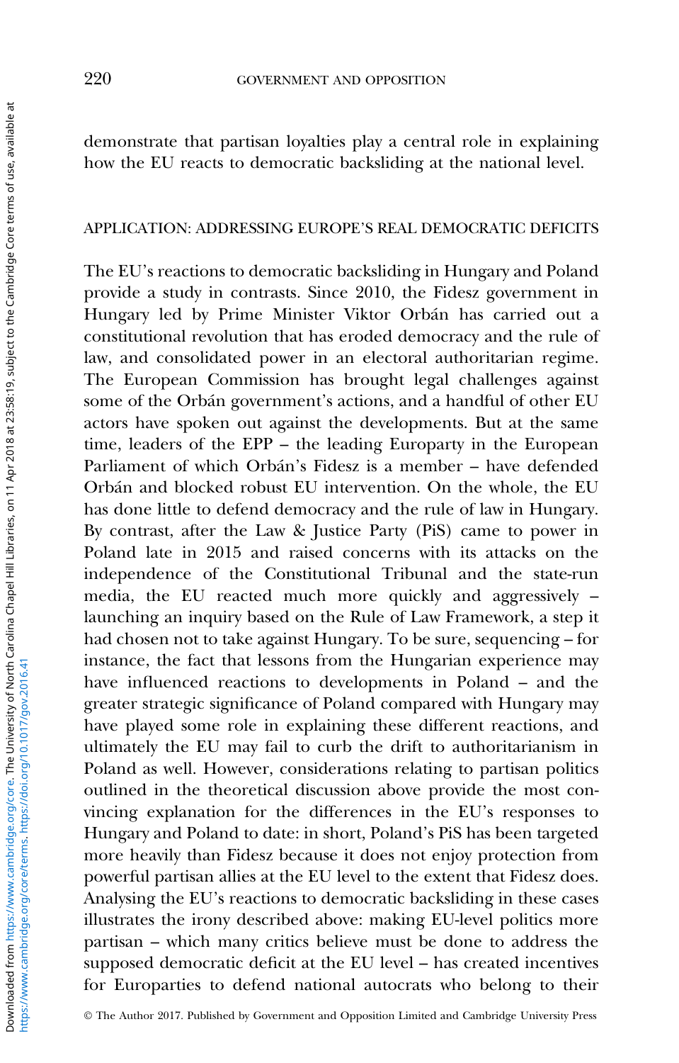demonstrate that partisan loyalties play a central role in explaining how the EU reacts to democratic backsliding at the national level.

## APPLICATION: ADDRESSING EUROPE'S REAL DEMOCRATIC DEFICITS

The EU's reactions to democratic backsliding in Hungary and Poland provide a study in contrasts. Since 2010, the Fidesz government in Hungary led by Prime Minister Viktor Orbán has carried out a constitutional revolution that has eroded democracy and the rule of law, and consolidated power in an electoral authoritarian regime. The European Commission has brought legal challenges against some of the Orbán government's actions, and a handful of other EU actors have spoken out against the developments. But at the same time, leaders of the EPP – the leading Europarty in the European Parliament of which Orbán's Fidesz is a member – have defended Orbán and blocked robust EU intervention. On the whole, the EU has done little to defend democracy and the rule of law in Hungary. By contrast, after the Law & Justice Party (PiS) came to power in Poland late in 2015 and raised concerns with its attacks on the independence of the Constitutional Tribunal and the state-run media, the EU reacted much more quickly and aggressively – launching an inquiry based on the Rule of Law Framework, a step it had chosen not to take against Hungary. To be sure, sequencing – for instance, the fact that lessons from the Hungarian experience may have influenced reactions to developments in Poland – and the greater strategic significance of Poland compared with Hungary may have played some role in explaining these different reactions, and ultimately the EU may fail to curb the drift to authoritarianism in Poland as well. However, considerations relating to partisan politics outlined in the theoretical discussion above provide the most convincing explanation for the differences in the EU's responses to Hungary and Poland to date: in short, Poland's PiS has been targeted more heavily than Fidesz because it does not enjoy protection from powerful partisan allies at the EU level to the extent that Fidesz does. Analysing the EU's reactions to democratic backsliding in these cases illustrates the irony described above: making EU-level politics more partisan – which many critics believe must be done to address the supposed democratic deficit at the EU level – has created incentives for Europarties to defend national autocrats who belong to their

© The Author 2017. Published by Government and Opposition Limited and Cambridge University Press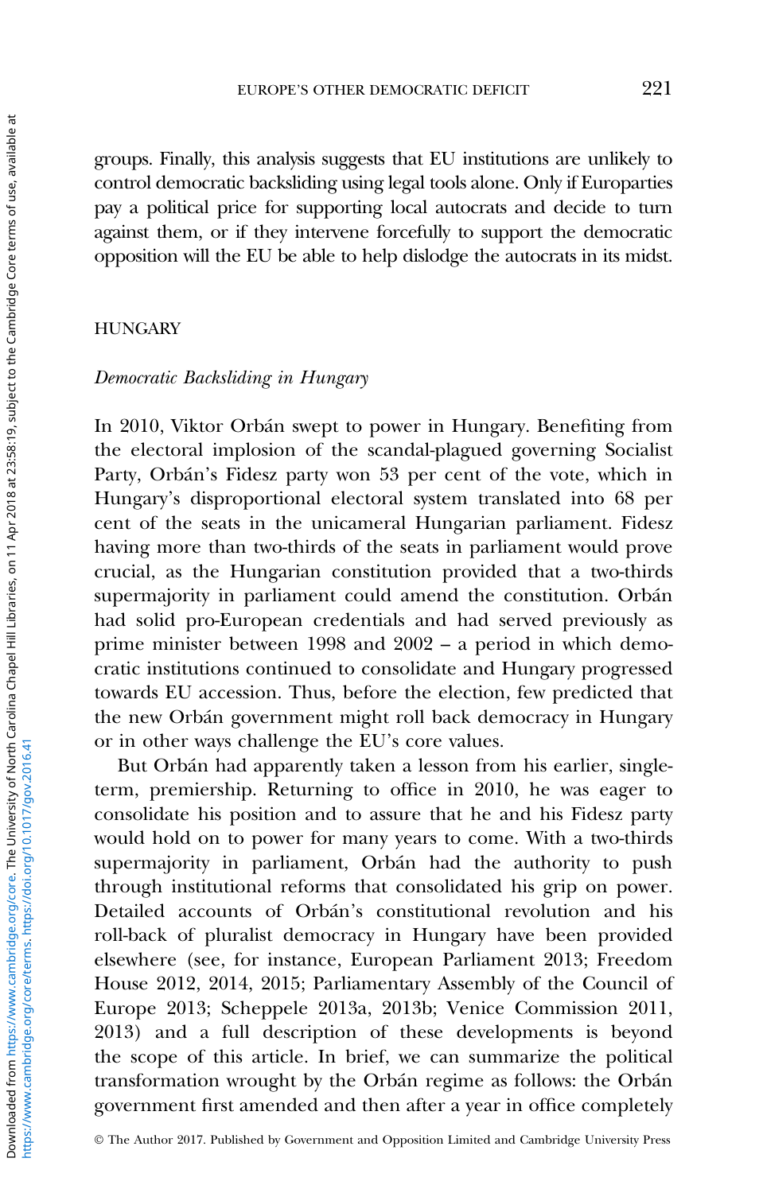groups. Finally, this analysis suggests that EU institutions are unlikely to control democratic backsliding using legal tools alone. Only if Europarties pay a political price for supporting local autocrats and decide to turn against them, or if they intervene forcefully to support the democratic opposition will the EU be able to help dislodge the autocrats in its midst.

## HUNGARY

### *Democratic Backsliding in Hungary*

In 2010, Viktor Orbán swept to power in Hungary. Benefiting from the electoral implosion of the scandal-plagued governing Socialist Party, Orbán's Fidesz party won 53 per cent of the vote, which in Hungary's disproportional electoral system translated into 68 per cent of the seats in the unicameral Hungarian parliament. Fidesz having more than two-thirds of the seats in parliament would prove crucial, as the Hungarian constitution provided that a two-thirds supermajority in parliament could amend the constitution. Orbán had solid pro-European credentials and had served previously as prime minister between 1998 and 2002 – a period in which democratic institutions continued to consolidate and Hungary progressed towards EU accession. Thus, before the election, few predicted that the new Orbán government might roll back democracy in Hungary or in other ways challenge the EU's core values.

But Orbán had apparently taken a lesson from his earlier, single-term, premiership. Returning to office in 2010, he was eager to consolidate his position and to assure that he and his Fidesz party would hold on to power for many years to come. With a two-thirds supermajority in parliament, Orbán had the authority to push through institutional reforms that consolidated his grip on power. Detailed accounts of Orbán's constitutional revolution and his roll-back of pluralist democracy in Hungary have been provided elsewhere (see, for instance, European Parliament 2013; Freedom House 2012, 2014, 2015; Parliamentary Assembly of the Council of Europe 2013; Scheppele 2013a, 2013b; Venice Commission 2011, 2013) and a full description of these developments is beyond the scope of this article. In brief, we can summarize the political transformation wrought by the Orbán regime as follows: the Orbán government first amended and then after a year in office completely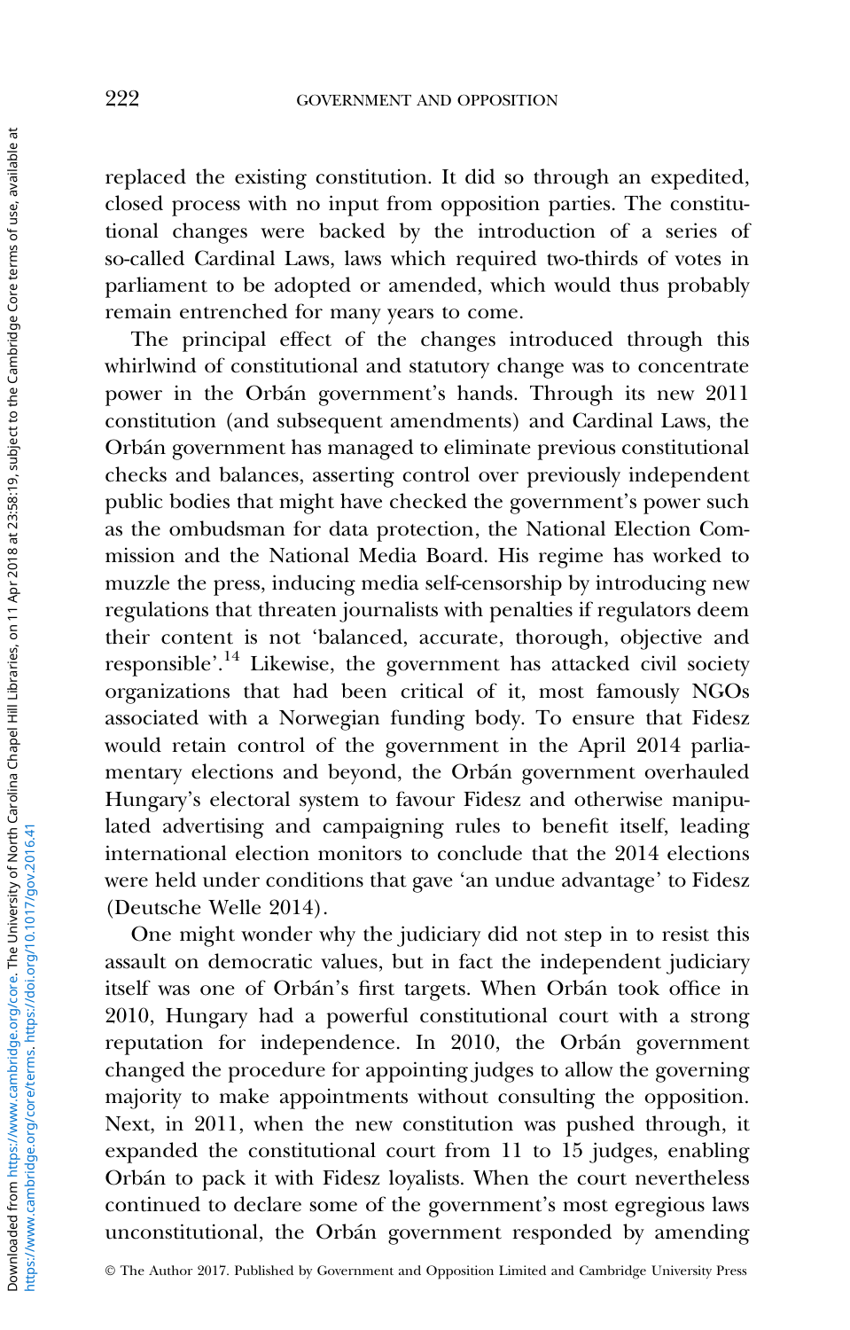replaced the existing constitution. It did so through an expedited, closed process with no input from opposition parties. The constitutional changes were backed by the introduction of a series of so-called Cardinal Laws, laws which required two-thirds of votes in parliament to be adopted or amended, which would thus probably remain entrenched for many years to come.

The principal effect of the changes introduced through this whirlwind of constitutional and statutory change was to concentrate power in the Orbán government's hands. Through its new 2011 constitution (and subsequent amendments) and Cardinal Laws, the Orbán government has managed to eliminate previous constitutional checks and balances, asserting control over previously independent public bodies that might have checked the government's power such as the ombudsman for data protection, the National Election Commission and the National Media Board. His regime has worked to muzzle the press, inducing media self-censorship by introducing new regulations that threaten journalists with penalties if regulators deem their content is not 'balanced, accurate, thorough, objective and responsible'.[14] Likewise, the government has attacked civil society organizations that had been critical of it, most famously NGOs associated with a Norwegian funding body. To ensure that Fidesz would retain control of the government in the April 2014 parliamentary elections and beyond, the Orbán government overhauled Hungary's electoral system to favour Fidesz and otherwise manipulated advertising and campaigning rules to benefit itself, leading international election monitors to conclude that the 2014 elections were held under conditions that gave 'an undue advantage' to Fidesz (Deutsche Welle 2014).

One might wonder why the judiciary did not step in to resist this assault on democratic values, but in fact the independent judiciary itself was one of Orbán's first targets. When Orbán took office in 2010, Hungary had a powerful constitutional court with a strong reputation for independence. In 2010, the Orbán government changed the procedure for appointing judges to allow the governing majority to make appointments without consulting the opposition. Next, in 2011, when the new constitution was pushed through, it expanded the constitutional court from 11 to 15 judges, enabling Orbán to pack it with Fidesz loyalists. When the court nevertheless continued to declare some of the government's most egregious laws unconstitutional, the Orbán government responded by amending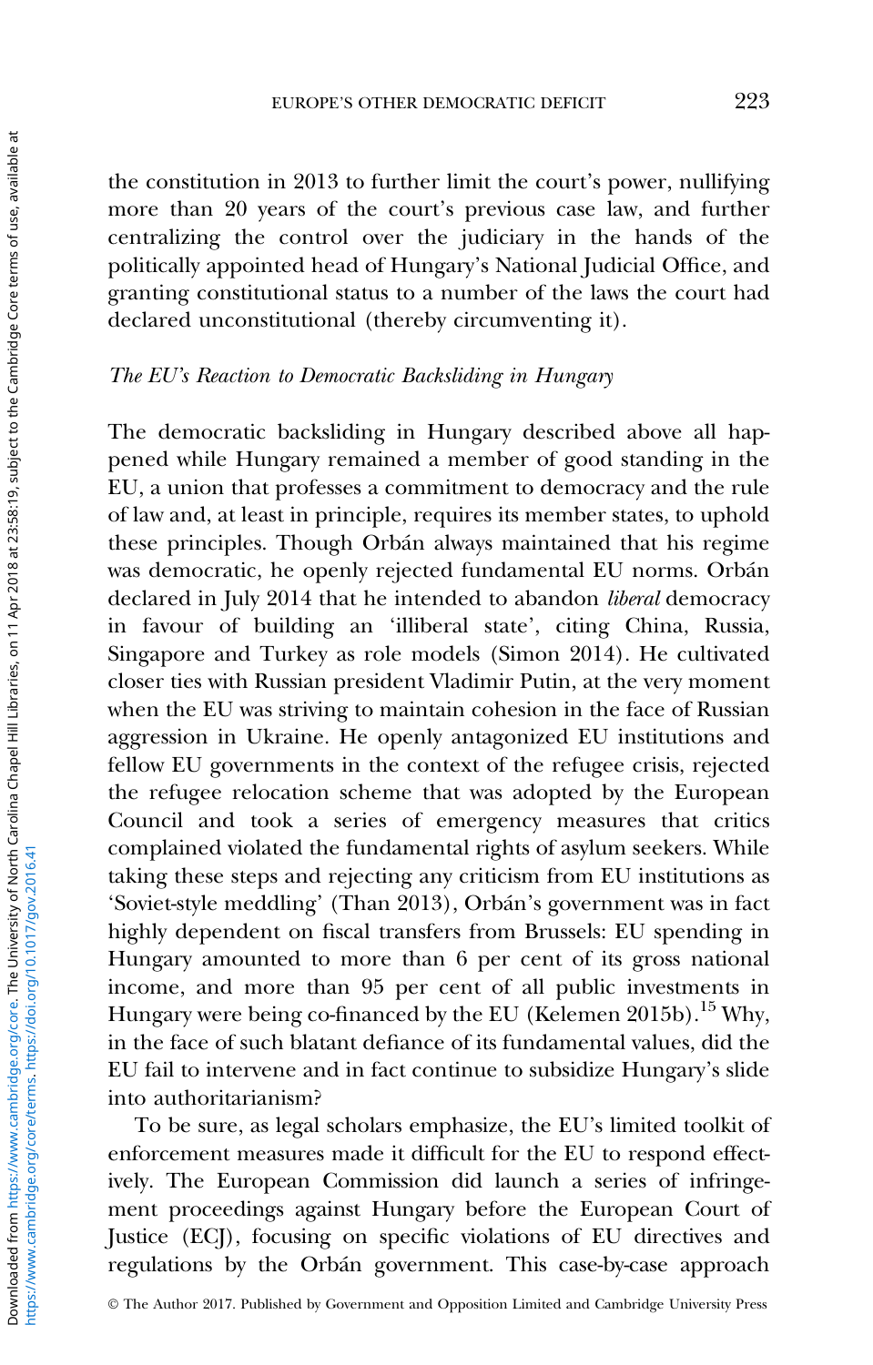the constitution in 2013 to further limit the court's power, nullifying more than 20 years of the court's previous case law, and further centralizing the control over the judiciary in the hands of the politically appointed head of Hungary's National Judicial Office, and granting constitutional status to a number of the laws the court had declared unconstitutional (thereby circumventing it).

### *The EU's Reaction to Democratic Backsliding in Hungary*

The democratic backsliding in Hungary described above all happened while Hungary remained a member of good standing in the EU, a union that professes a commitment to democracy and the rule of law and, at least in principle, requires its member states, to uphold these principles. Though Orbán always maintained that his regime was democratic, he openly rejected fundamental EU norms. Orbán declared in July 2014 that he intended to abandon *liberal* democracy in favour of building an 'illiberal state', citing China, Russia, Singapore and Turkey as role models (Simon 2014). He cultivated closer ties with Russian president Vladimir Putin, at the very moment when the EU was striving to maintain cohesion in the face of Russian aggression in Ukraine. He openly antagonized EU institutions and fellow EU governments in the context of the refugee crisis, rejected the refugee relocation scheme that was adopted by the European Council and took a series of emergency measures that critics complained violated the fundamental rights of asylum seekers. While taking these steps and rejecting any criticism from EU institutions as 'Soviet-style meddling' (Than 2013), Orbán's government was in fact highly dependent on fiscal transfers from Brussels: EU spending in Hungary amounted to more than 6 per cent of its gross national income, and more than 95 per cent of all public investments in Hungary were being co-financed by the EU (Kelemen 2015b).[15] Why, in the face of such blatant defiance of its fundamental values, did the EU fail to intervene and in fact continue to subsidize Hungary's slide into authoritarianism?

To be sure, as legal scholars emphasize, the EU's limited toolkit of enforcement measures made it difficult for the EU to respond effectively. The European Commission did launch a series of infringement proceedings against Hungary before the European Court of Justice (ECJ), focusing on specific violations of EU directives and regulations by the Orbán government. This case-by-case approach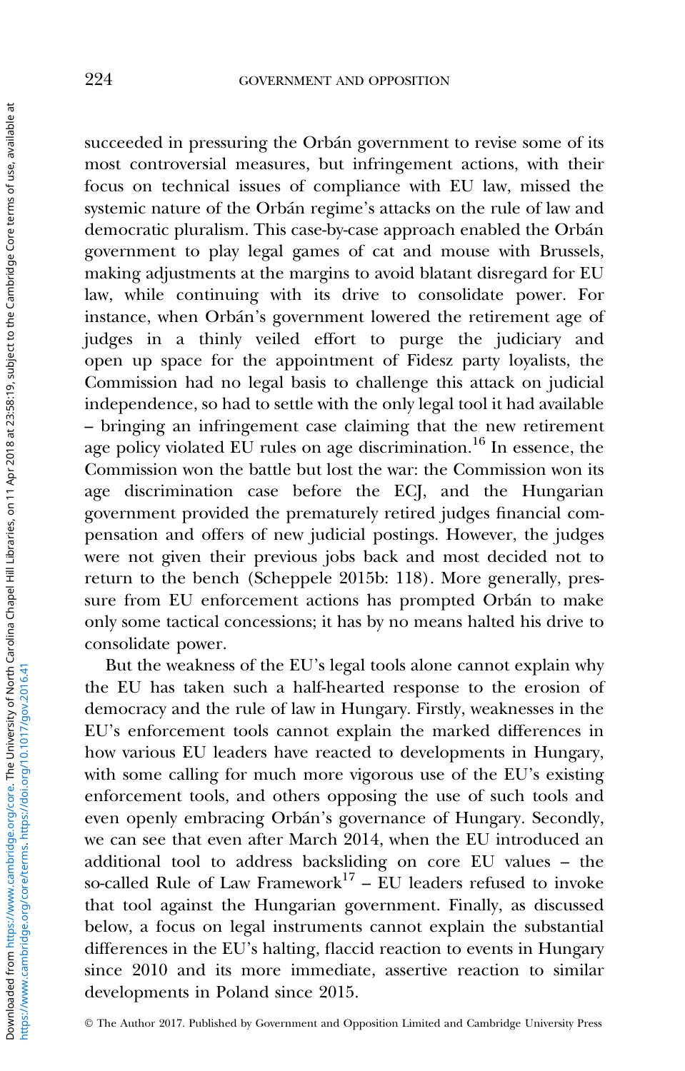succeeded in pressuring the Orbán government to revise some of its most controversial measures, but infringement actions, with their focus on technical issues of compliance with EU law, missed the systemic nature of the Orbán regime's attacks on the rule of law and democratic pluralism. This case-by-case approach enabled the Orbán government to play legal games of cat and mouse with Brussels, making adjustments at the margins to avoid blatant disregard for EU law, while continuing with its drive to consolidate power. For instance, when Orbán's government lowered the retirement age of judges in a thinly veiled effort to purge the judiciary and open up space for the appointment of Fidesz party loyalists, the Commission had no legal basis to challenge this attack on judicial independence, so had to settle with the only legal tool it had available – bringing an infringement case claiming that the new retirement age policy violated EU rules on age discrimination.[16] In essence, the Commission won the battle but lost the war: the Commission won its age discrimination case before the ECJ, and the Hungarian government provided the prematurely retired judges financial compensation and offers of new judicial postings. However, the judges were not given their previous jobs back and most decided not to return to the bench (Scheppele 2015b: 118). More generally, pressure from EU enforcement actions has prompted Orbán to make only some tactical concessions; it has by no means halted his drive to consolidate power.

But the weakness of the EU's legal tools alone cannot explain why the EU has taken such a half-hearted response to the erosion of democracy and the rule of law in Hungary. Firstly, weaknesses in the EU's enforcement tools cannot explain the marked differences in how various EU leaders have reacted to developments in Hungary, with some calling for much more vigorous use of the EU's existing enforcement tools, and others opposing the use of such tools and even openly embracing Orbán's governance of Hungary. Secondly, we can see that even after March 2014, when the EU introduced an additional tool to address backsliding on core EU values – the so-called Rule of Law Framework[17] – EU leaders refused to invoke that tool against the Hungarian government. Finally, as discussed below, a focus on legal instruments cannot explain the substantial differences in the EU's halting, flaccid reaction to events in Hungary since 2010 and its more immediate, assertive reaction to similar developments in Poland since 2015.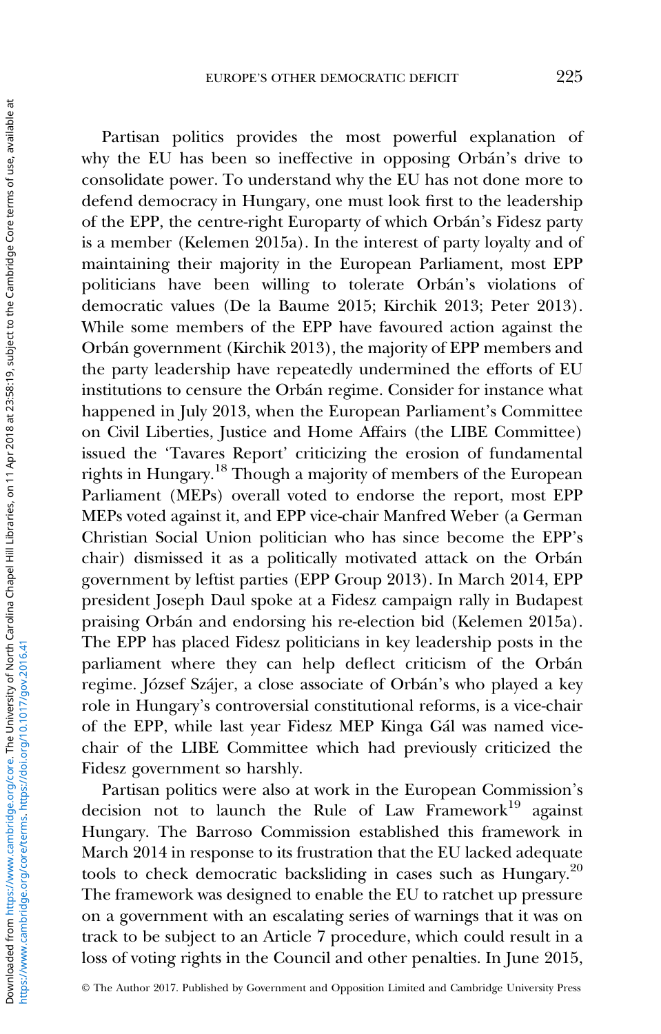Partisan politics provides the most powerful explanation of why the EU has been so ineffective in opposing Orbán's drive to consolidate power. To understand why the EU has not done more to defend democracy in Hungary, one must look first to the leadership of the EPP, the centre-right Europarty of which Orbán's Fidesz party is a member (Kelemen 2015a). In the interest of party loyalty and of maintaining their majority in the European Parliament, most EPP politicians have been willing to tolerate Orbán's violations of democratic values (De la Baume 2015; Kirchik 2013; Peter 2013). While some members of the EPP have favoured action against the Orbán government (Kirchik 2013), the majority of EPP members and the party leadership have repeatedly undermined the efforts of EU institutions to censure the Orbán regime. Consider for instance what happened in July 2013, when the European Parliament's Committee on Civil Liberties, Justice and Home Affairs (the LIBE Committee) issued the 'Tavares Report' criticizing the erosion of fundamental rights in Hungary.[18] Though a majority of members of the European Parliament (MEPs) overall voted to endorse the report, most EPP MEPs voted against it, and EPP vice-chair Manfred Weber (a German Christian Social Union politician who has since become the EPP's chair) dismissed it as a politically motivated attack on the Orbán government by leftist parties (EPP Group 2013). In March 2014, EPP president Joseph Daul spoke at a Fidesz campaign rally in Budapest praising Orbán and endorsing his re-election bid (Kelemen 2015a). The EPP has placed Fidesz politicians in key leadership posts in the parliament where they can help deflect criticism of the Orbán regime. József Szájer, a close associate of Orbán's who played a key role in Hungary's controversial constitutional reforms, is a vice-chair of the EPP, while last year Fidesz MEP Kinga Gál was named vice-chair of the LIBE Committee which had previously criticized the Fidesz government so harshly.

Partisan politics were also at work in the European Commission's decision not to launch the Rule of Law Framework[19] against Hungary. The Barroso Commission established this framework in March 2014 in response to its frustration that the EU lacked adequate tools to check democratic backsliding in cases such as Hungary.[20] The framework was designed to enable the EU to ratchet up pressure on a government with an escalating series of warnings that it was on track to be subject to an Article 7 procedure, which could result in a loss of voting rights in the Council and other penalties. In June 2015,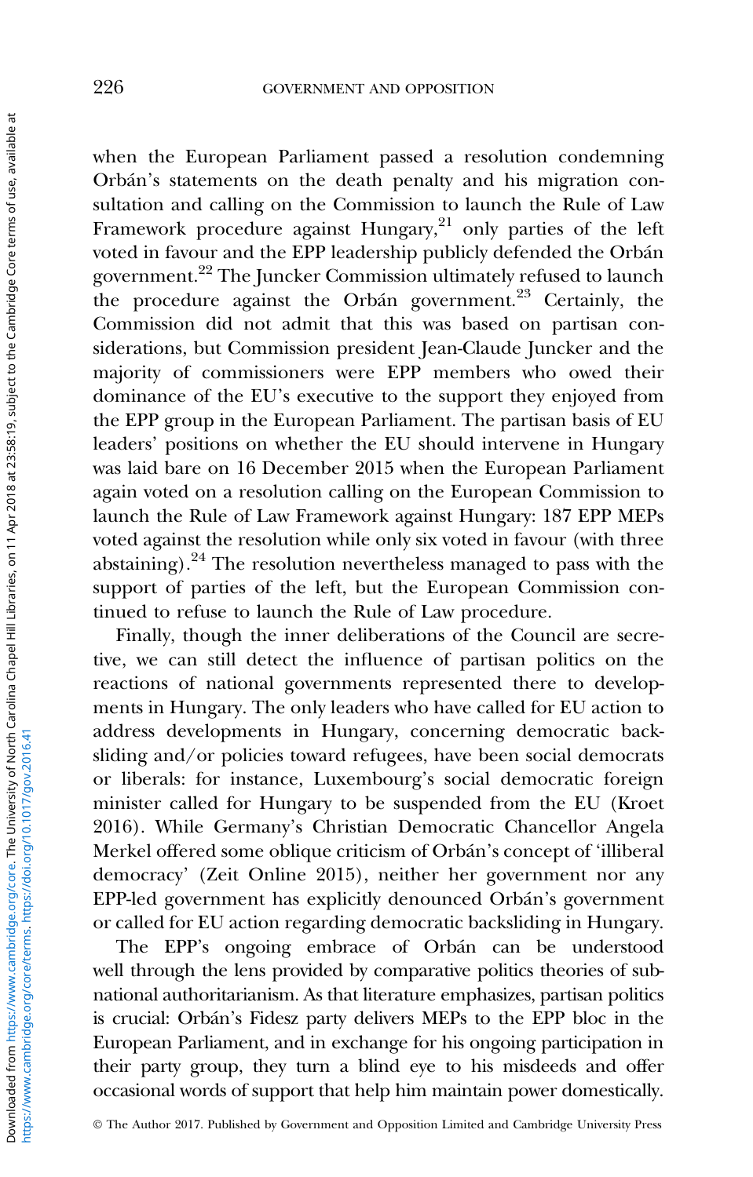when the European Parliament passed a resolution condemning Orbán's statements on the death penalty and his migration consultation and calling on the Commission to launch the Rule of Law Framework procedure against Hungary,[21] only parties of the left voted in favour and the EPP leadership publicly defended the Orbán government.[22] The Juncker Commission ultimately refused to launch the procedure against the Orbán government.[23] Certainly, the Commission did not admit that this was based on partisan considerations, but Commission president Jean-Claude Juncker and the majority of commissioners were EPP members who owed their dominance of the EU's executive to the support they enjoyed from the EPP group in the European Parliament. The partisan basis of EU leaders' positions on whether the EU should intervene in Hungary was laid bare on 16 December 2015 when the European Parliament again voted on a resolution calling on the European Commission to launch the Rule of Law Framework against Hungary: 187 EPP MEPs voted against the resolution while only six voted in favour (with three abstaining).[24] The resolution nevertheless managed to pass with the support of parties of the left, but the European Commission continued to refuse to launch the Rule of Law procedure.

Finally, though the inner deliberations of the Council are secretive, we can still detect the influence of partisan politics on the reactions of national governments represented there to developments in Hungary. The only leaders who have called for EU action to address developments in Hungary, concerning democratic backsliding and/or policies toward refugees, have been social democrats or liberals: for instance, Luxembourg's social democratic foreign minister called for Hungary to be suspended from the EU (Kroet 2016). While Germany's Christian Democratic Chancellor Angela Merkel offered some oblique criticism of Orbán's concept of 'illiberal democracy' (Zeit Online 2015), neither her government nor any EPP-led government has explicitly denounced Orbán's government or called for EU action regarding democratic backsliding in Hungary.

The EPP's ongoing embrace of Orbán can be understood well through the lens provided by comparative politics theories of subnational authoritarianism. As that literature emphasizes, partisan politics is crucial: Orbán's Fidesz party delivers MEPs to the EPP bloc in the European Parliament, and in exchange for his ongoing participation in their party group, they turn a blind eye to his misdeeds and offer occasional words of support that help him maintain power domestically.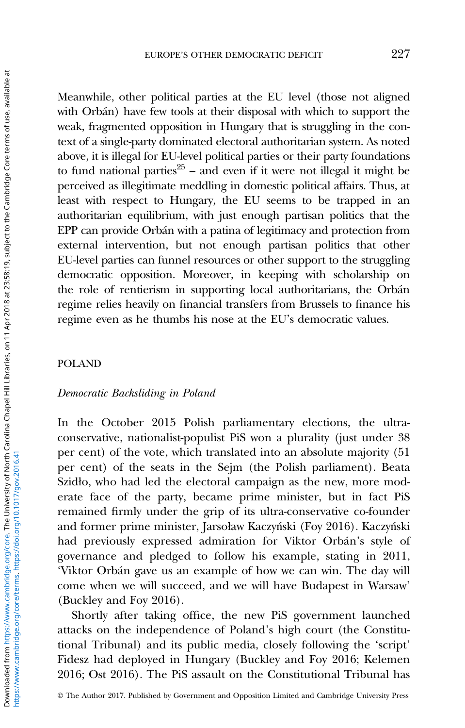Meanwhile, other political parties at the EU level (those not aligned with Orbán) have few tools at their disposal with which to support the weak, fragmented opposition in Hungary that is struggling in the context of a single-party dominated electoral authoritarian system. As noted above, it is illegal for EU-level political parties or their party foundations to fund national parties[25] – and even if it were not illegal it might be perceived as illegitimate meddling in domestic political affairs. Thus, at least with respect to Hungary, the EU seems to be trapped in an authoritarian equilibrium, with just enough partisan politics that the EPP can provide Orbán with a patina of legitimacy and protection from external intervention, but not enough partisan politics that other EU-level parties can funnel resources or other support to the struggling democratic opposition. Moreover, in keeping with scholarship on the role of rentierism in supporting local authoritarians, the Orbán regime relies heavily on financial transfers from Brussels to finance his regime even as he thumbs his nose at the EU's democratic values.

## POLAND

### *Democratic Backsliding in Poland*

In the October 2015 Polish parliamentary elections, the ultra-conservative, nationalist-populist PiS won a plurality (just under 38 per cent) of the vote, which translated into an absolute majority (51 per cent) of the seats in the Sejm (the Polish parliament). Beata Szidło, who had led the electoral campaign as the new, more moderate face of the party, became prime minister, but in fact PiS remained firmly under the grip of its ultra-conservative co-founder and former prime minister, Jarsoław Kaczyński (Foy 2016). Kaczyński had previously expressed admiration for Viktor Orbán's style of governance and pledged to follow his example, stating in 2011, 'Viktor Orbán gave us an example of how we can win. The day will come when we will succeed, and we will have Budapest in Warsaw' (Buckley and Foy 2016).

Shortly after taking office, the new PiS government launched attacks on the independence of Poland's high court (the Constitutional Tribunal) and its public media, closely following the 'script' Fidesz had deployed in Hungary (Buckley and Foy 2016; Kelemen 2016; Ost 2016). The PiS assault on the Constitutional Tribunal has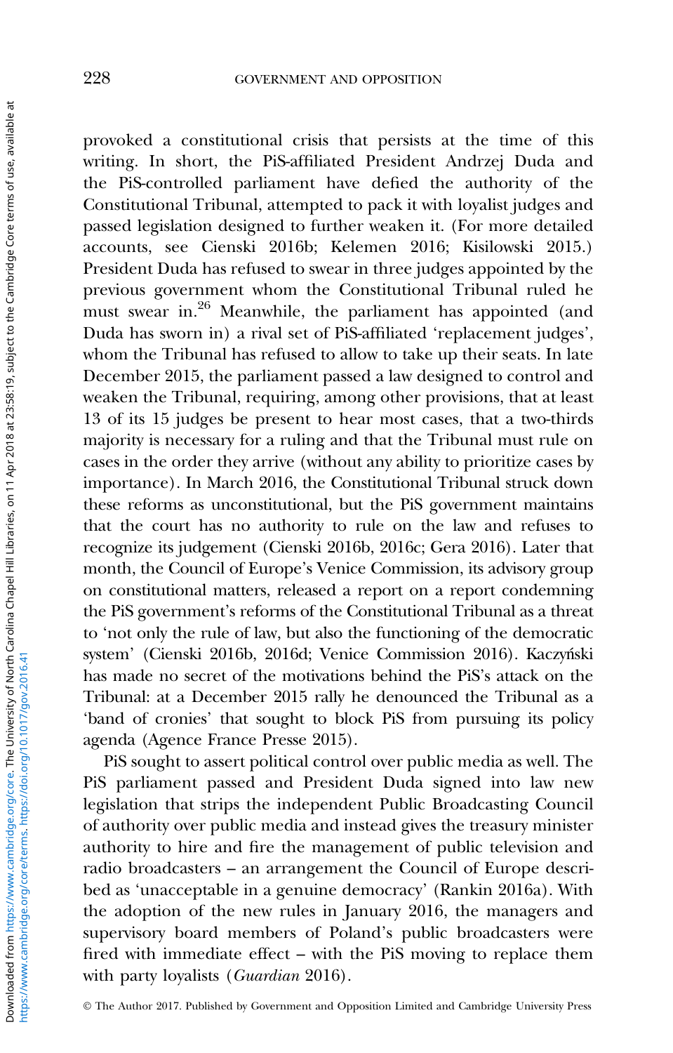provoked a constitutional crisis that persists at the time of this writing. In short, the PiS-affiliated President Andrzej Duda and the PiS-controlled parliament have defied the authority of the Constitutional Tribunal, attempted to pack it with loyalist judges and passed legislation designed to further weaken it. (For more detailed accounts, see Cienski 2016b; Kelemen 2016; Kisilowski 2015.) President Duda has refused to swear in three judges appointed by the previous government whom the Constitutional Tribunal ruled he must swear in.[26] Meanwhile, the parliament has appointed (and Duda has sworn in) a rival set of PiS-affiliated 'replacement judges', whom the Tribunal has refused to allow to take up their seats. In late December 2015, the parliament passed a law designed to control and weaken the Tribunal, requiring, among other provisions, that at least 13 of its 15 judges be present to hear most cases, that a two-thirds majority is necessary for a ruling and that the Tribunal must rule on cases in the order they arrive (without any ability to prioritize cases by importance). In March 2016, the Constitutional Tribunal struck down these reforms as unconstitutional, but the PiS government maintains that the court has no authority to rule on the law and refuses to recognize its judgement (Cienski 2016b, 2016c; Gera 2016). Later that month, the Council of Europe's Venice Commission, its advisory group on constitutional matters, released a report on a report condemning the PiS government's reforms of the Constitutional Tribunal as a threat to 'not only the rule of law, but also the functioning of the democratic system' (Cienski 2016b, 2016d; Venice Commission 2016). Kaczyński has made no secret of the motivations behind the PiS's attack on the Tribunal: at a December 2015 rally he denounced the Tribunal as a 'band of cronies' that sought to block PiS from pursuing its policy agenda (Agence France Presse 2015).

PiS sought to assert political control over public media as well. The PiS parliament passed and President Duda signed into law new legislation that strips the independent Public Broadcasting Council of authority over public media and instead gives the treasury minister authority to hire and fire the management of public television and radio broadcasters – an arrangement the Council of Europe described as 'unacceptable in a genuine democracy' (Rankin 2016a). With the adoption of the new rules in January 2016, the managers and supervisory board members of Poland's public broadcasters were fired with immediate effect – with the PiS moving to replace them with party loyalists (*Guardian* 2016).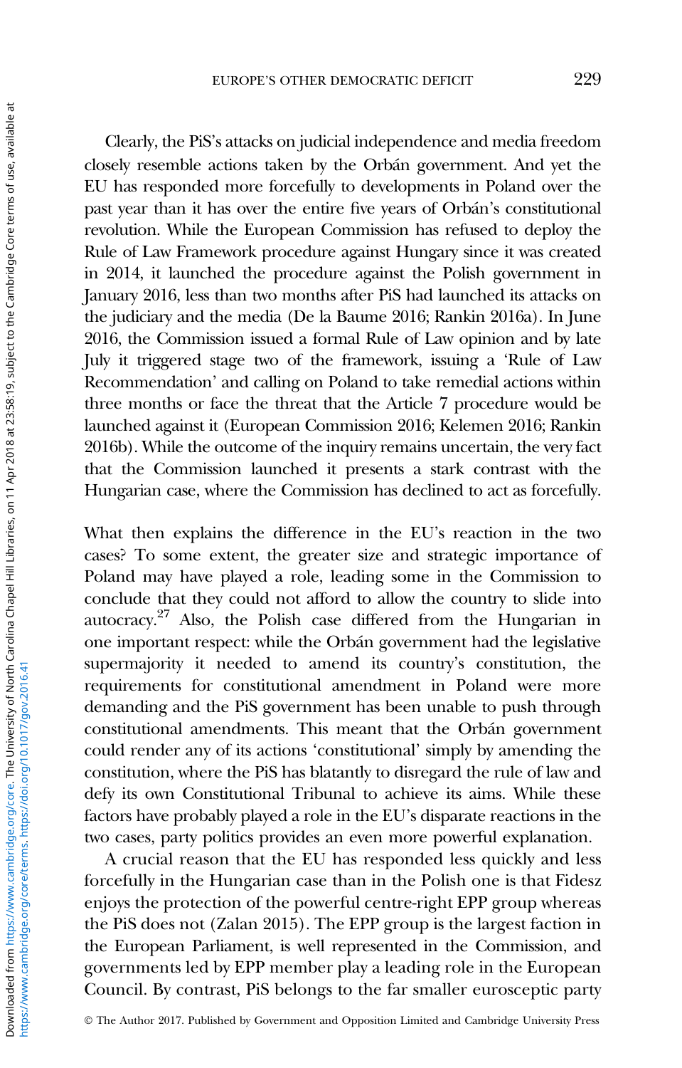Clearly, the PiS's attacks on judicial independence and media freedom closely resemble actions taken by the Orbán government. And yet the EU has responded more forcefully to developments in Poland over the past year than it has over the entire five years of Orbán's constitutional revolution. While the European Commission has refused to deploy the Rule of Law Framework procedure against Hungary since it was created in 2014, it launched the procedure against the Polish government in January 2016, less than two months after PiS had launched its attacks on the judiciary and the media (De la Baume 2016; Rankin 2016a). In June 2016, the Commission issued a formal Rule of Law opinion and by late July it triggered stage two of the framework, issuing a 'Rule of Law Recommendation' and calling on Poland to take remedial actions within three months or face the threat that the Article 7 procedure would be launched against it (European Commission 2016; Kelemen 2016; Rankin 2016b). While the outcome of the inquiry remains uncertain, the very fact that the Commission launched it presents a stark contrast with the Hungarian case, where the Commission has declined to act as forcefully.

What then explains the difference in the EU's reaction in the two cases? To some extent, the greater size and strategic importance of Poland may have played a role, leading some in the Commission to conclude that they could not afford to allow the country to slide into autocracy.[27] Also, the Polish case differed from the Hungarian in one important respect: while the Orbán government had the legislative supermajority it needed to amend its country's constitution, the requirements for constitutional amendment in Poland were more demanding and the PiS government has been unable to push through constitutional amendments. This meant that the Orbán government could render any of its actions 'constitutional' simply by amending the constitution, where the PiS has blatantly to disregard the rule of law and defy its own Constitutional Tribunal to achieve its aims. While these factors have probably played a role in the EU's disparate reactions in the two cases, party politics provides an even more powerful explanation.

A crucial reason that the EU has responded less quickly and less forcefully in the Hungarian case than in the Polish one is that Fidesz enjoys the protection of the powerful centre-right EPP group whereas the PiS does not (Zalan 2015). The EPP group is the largest faction in the European Parliament, is well represented in the Commission, and governments led by EPP member play a leading role in the European Council. By contrast, PiS belongs to the far smaller eurosceptic party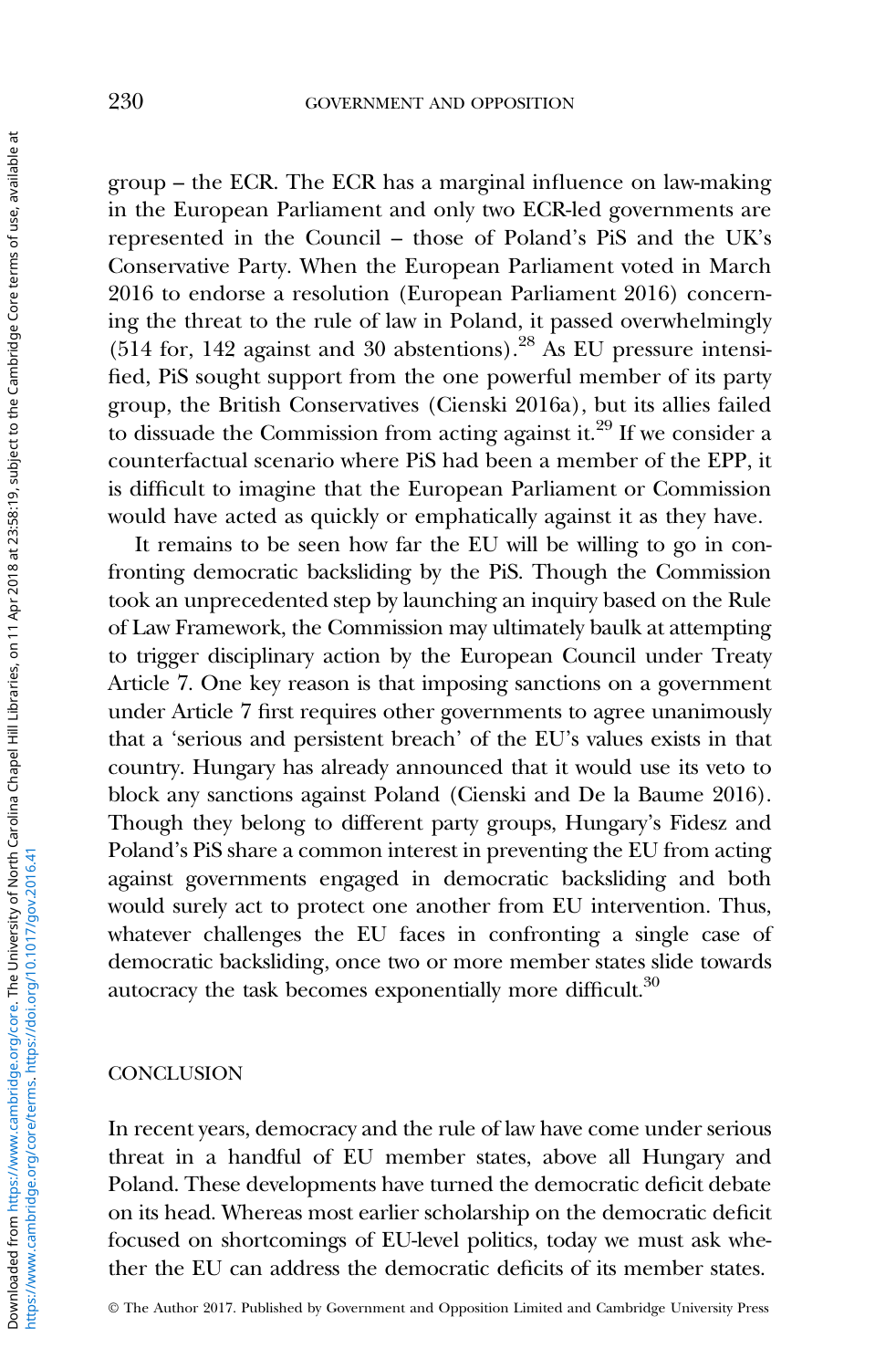group – the ECR. The ECR has a marginal influence on law-making in the European Parliament and only two ECR-led governments are represented in the Council – those of Poland's PiS and the UK's Conservative Party. When the European Parliament voted in March 2016 to endorse a resolution (European Parliament 2016) concerning the threat to the rule of law in Poland, it passed overwhelmingly (514 for, 142 against and 30 abstentions).[28] As EU pressure intensified, PiS sought support from the one powerful member of its party group, the British Conservatives (Cienski 2016a), but its allies failed to dissuade the Commission from acting against it.[29] If we consider a counterfactual scenario where PiS had been a member of the EPP, it is difficult to imagine that the European Parliament or Commission would have acted as quickly or emphatically against it as they have.

It remains to be seen how far the EU will be willing to go in confronting democratic backsliding by the PiS. Though the Commission took an unprecedented step by launching an inquiry based on the Rule of Law Framework, the Commission may ultimately baulk at attempting to trigger disciplinary action by the European Council under Treaty Article 7. One key reason is that imposing sanctions on a government under Article 7 first requires other governments to agree unanimously that a 'serious and persistent breach' of the EU's values exists in that country. Hungary has already announced that it would use its veto to block any sanctions against Poland (Cienski and De la Baume 2016). Though they belong to different party groups, Hungary's Fidesz and Poland's PiS share a common interest in preventing the EU from acting against governments engaged in democratic backsliding and both would surely act to protect one another from EU intervention. Thus, whatever challenges the EU faces in confronting a single case of democratic backsliding, once two or more member states slide towards autocracy the task becomes exponentially more difficult.[30]

## CONCLUSION

In recent years, democracy and the rule of law have come under serious threat in a handful of EU member states, above all Hungary and Poland. These developments have turned the democratic deficit debate on its head. Whereas most earlier scholarship on the democratic deficit focused on shortcomings of EU-level politics, today we must ask whether the EU can address the democratic deficits of its member states.

© The Author 2017. Published by Government and Opposition Limited and Cambridge University Press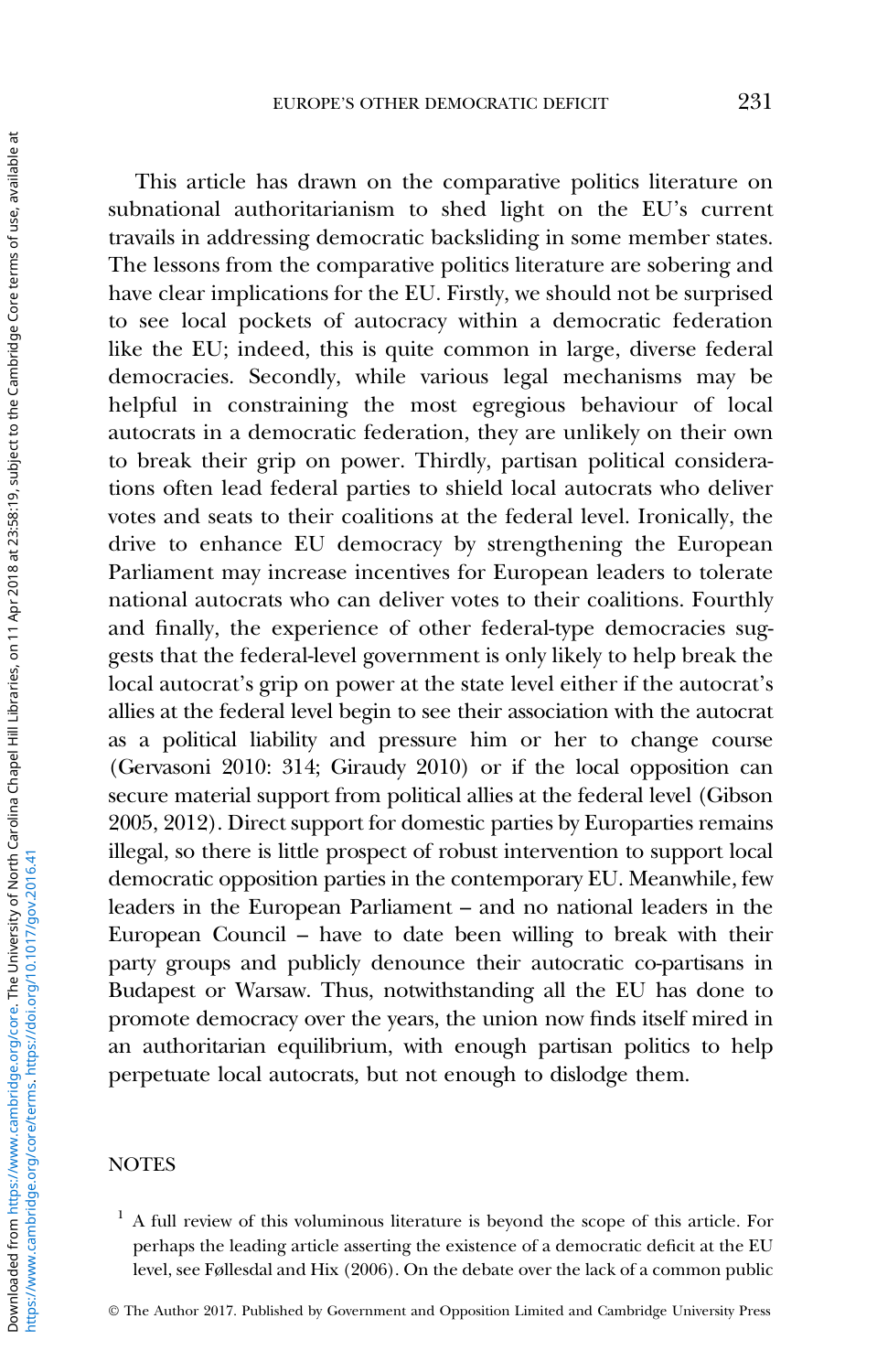This article has drawn on the comparative politics literature on subnational authoritarianism to shed light on the EU's current travails in addressing democratic backsliding in some member states. The lessons from the comparative politics literature are sobering and have clear implications for the EU. Firstly, we should not be surprised to see local pockets of autocracy within a democratic federation like the EU; indeed, this is quite common in large, diverse federal democracies. Secondly, while various legal mechanisms may be helpful in constraining the most egregious behaviour of local autocrats in a democratic federation, they are unlikely on their own to break their grip on power. Thirdly, partisan political considerations often lead federal parties to shield local autocrats who deliver votes and seats to their coalitions at the federal level. Ironically, the drive to enhance EU democracy by strengthening the European Parliament may increase incentives for European leaders to tolerate national autocrats who can deliver votes to their coalitions. Fourthly and finally, the experience of other federal-type democracies suggests that the federal-level government is only likely to help break the local autocrat's grip on power at the state level either if the autocrat's allies at the federal level begin to see their association with the autocrat as a political liability and pressure him or her to change course (Gervasoni 2010: 314; Giraudy 2010) or if the local opposition can secure material support from political allies at the federal level (Gibson 2005, 2012). Direct support for domestic parties by Europarties remains illegal, so there is little prospect of robust intervention to support local democratic opposition parties in the contemporary EU. Meanwhile, few leaders in the European Parliament – and no national leaders in the European Council – have to date been willing to break with their party groups and publicly denounce their autocratic co-partisans in Budapest or Warsaw. Thus, notwithstanding all the EU has done to promote democracy over the years, the union now finds itself mired in an authoritarian equilibrium, with enough partisan politics to help perpetuate local autocrats, but not enough to dislodge them.

## NOTES

[1] A full review of this voluminous literature is beyond the scope of this article. For perhaps the leading article asserting the existence of a democratic deficit at the EU level, see Føllesdal and Hix (2006). On the debate over the lack of a common public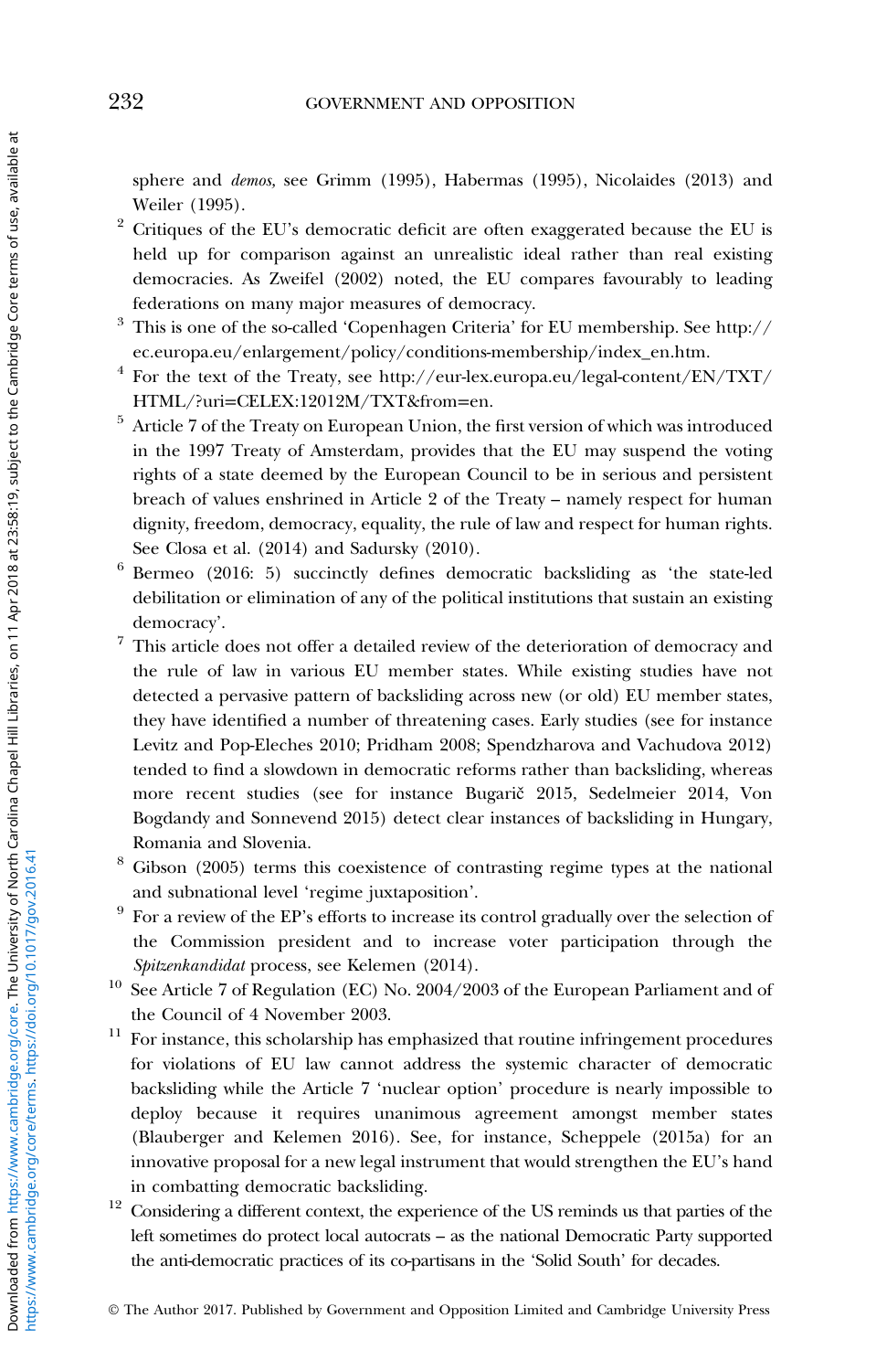sphere and *demos,* see Grimm (1995), Habermas (1995), Nicolaides (2013) and Weiler (1995).

[2] Critiques of the EU's democratic deficit are often exaggerated because the EU is held up for comparison against an unrealistic ideal rather than real existing democracies. As Zweifel (2002) noted, the EU compares favourably to leading federations on many major measures of democracy.

[3] This is one of the so-called 'Copenhagen Criteria' for EU membership. See http://ec.europa.eu/enlargement/policy/conditions-membership/index_en.htm.

[4] For the text of the Treaty, see http://eur-lex.europa.eu/legal-content/EN/TXT/HTML/?uri=CELEX:12012M/TXT&from=en.

[5] Article 7 of the Treaty on European Union, the first version of which was introduced in the 1997 Treaty of Amsterdam, provides that the EU may suspend the voting rights of a state deemed by the European Council to be in serious and persistent breach of values enshrined in Article 2 of the Treaty – namely respect for human dignity, freedom, democracy, equality, the rule of law and respect for human rights. See Closa et al. (2014) and Sadursky (2010).

[6] Bermeo (2016: 5) succinctly defines democratic backsliding as 'the state-led debilitation or elimination of any of the political institutions that sustain an existing democracy'.

[7] This article does not offer a detailed review of the deterioration of democracy and the rule of law in various EU member states. While existing studies have not detected a pervasive pattern of backsliding across new (or old) EU member states, they have identified a number of threatening cases. Early studies (see for instance Levitz and Pop-Eleches 2010; Pridham 2008; Spendzharova and Vachudova 2012) tended to find a slowdown in democratic reforms rather than backsliding, whereas more recent studies (see for instance Bugarič 2015, Sedelmeier 2014, Von Bogdandy and Sonnevend 2015) detect clear instances of backsliding in Hungary, Romania and Slovenia.

[8] Gibson (2005) terms this coexistence of contrasting regime types at the national and subnational level 'regime juxtaposition'.

[9] For a review of the EP's efforts to increase its control gradually over the selection of the Commission president and to increase voter participation through the *Spitzenkandidat* process, see Kelemen (2014).

[10] See Article 7 of Regulation (EC) No. 2004/2003 of the European Parliament and of the Council of 4 November 2003.

[11] For instance, this scholarship has emphasized that routine infringement procedures for violations of EU law cannot address the systemic character of democratic backsliding while the Article 7 'nuclear option' procedure is nearly impossible to deploy because it requires unanimous agreement amongst member states (Blauberger and Kelemen 2016). See, for instance, Scheppele (2015a) for an innovative proposal for a new legal instrument that would strengthen the EU's hand in combatting democratic backsliding.

[12] Considering a different context, the experience of the US reminds us that parties of the left sometimes do protect local autocrats – as the national Democratic Party supported the anti-democratic practices of its co-partisans in the 'Solid South' for decades.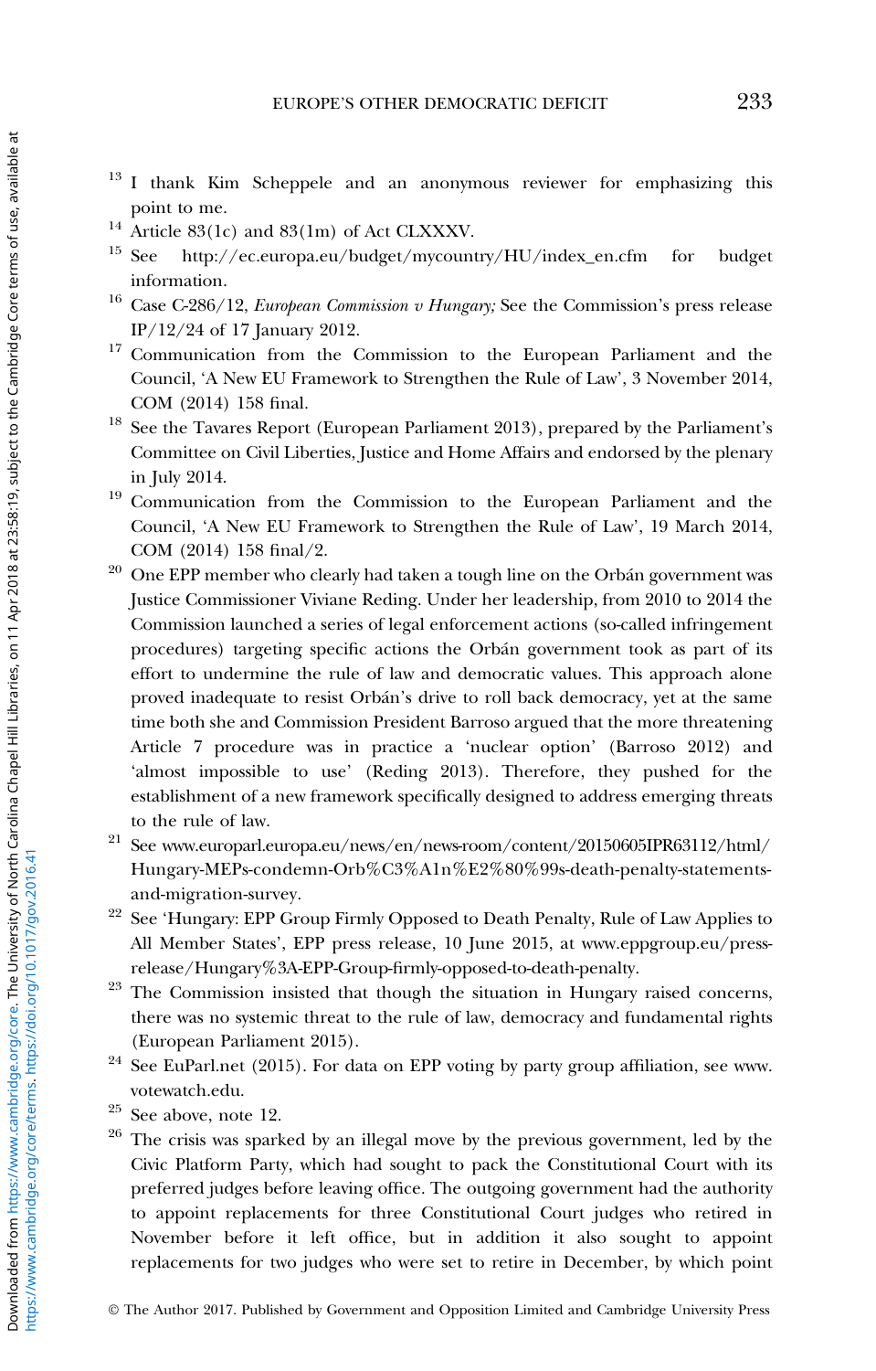[13] I thank Kim Scheppele and an anonymous reviewer for emphasizing this point to me.

[14] Article 83(1c) and 83(1m) of Act CLXXXV.

[15] See http://ec.europa.eu/budget/mycountry/HU/index_en.cfm for budget information.

[16] Case C-286/12, *European Commission v Hungary;* See the Commission's press release IP/12/24 of 17 January 2012.

[17] Communication from the Commission to the European Parliament and the Council, 'A New EU Framework to Strengthen the Rule of Law', 3 November 2014, COM (2014) 158 final.

[18] See the Tavares Report (European Parliament 2013), prepared by the Parliament's Committee on Civil Liberties, Justice and Home Affairs and endorsed by the plenary in July 2014.

[19] Communication from the Commission to the European Parliament and the Council, 'A New EU Framework to Strengthen the Rule of Law', 19 March 2014, COM (2014) 158 final/2.

[20] One EPP member who clearly had taken a tough line on the Orbán government was Justice Commissioner Viviane Reding. Under her leadership, from 2010 to 2014 the Commission launched a series of legal enforcement actions (so-called infringement procedures) targeting specific actions the Orbán government took as part of its effort to undermine the rule of law and democratic values. This approach alone proved inadequate to resist Orbán's drive to roll back democracy, yet at the same time both she and Commission President Barroso argued that the more threatening Article 7 procedure was in practice a 'nuclear option' (Barroso 2012) and 'almost impossible to use' (Reding 2013). Therefore, they pushed for the establishment of a new framework specifically designed to address emerging threats to the rule of law.

[21] See www.europarl.europa.eu/news/en/news-room/content/20150605IPR63112/html/Hungary-MEPs-condemn-Orb%C3%A1n%E2%80%99s-death-penalty-statements-and-migration-survey.

[22] See 'Hungary: EPP Group Firmly Opposed to Death Penalty, Rule of Law Applies to All Member States', EPP press release, 10 June 2015, at www.eppgroup.eu/press-release/Hungary%3A-EPP-Group-firmly-opposed-to-death-penalty.

[23] The Commission insisted that though the situation in Hungary raised concerns, there was no systemic threat to the rule of law, democracy and fundamental rights (European Parliament 2015).

[24] See EuParl.net (2015). For data on EPP voting by party group affiliation, see www.votewatch.edu.

[25] See above, note 12.

[26] The crisis was sparked by an illegal move by the previous government, led by the Civic Platform Party, which had sought to pack the Constitutional Court with its preferred judges before leaving office. The outgoing government had the authority to appoint replacements for three Constitutional Court judges who retired in November before it left office, but in addition it also sought to appoint replacements for two judges who were set to retire in December, by which point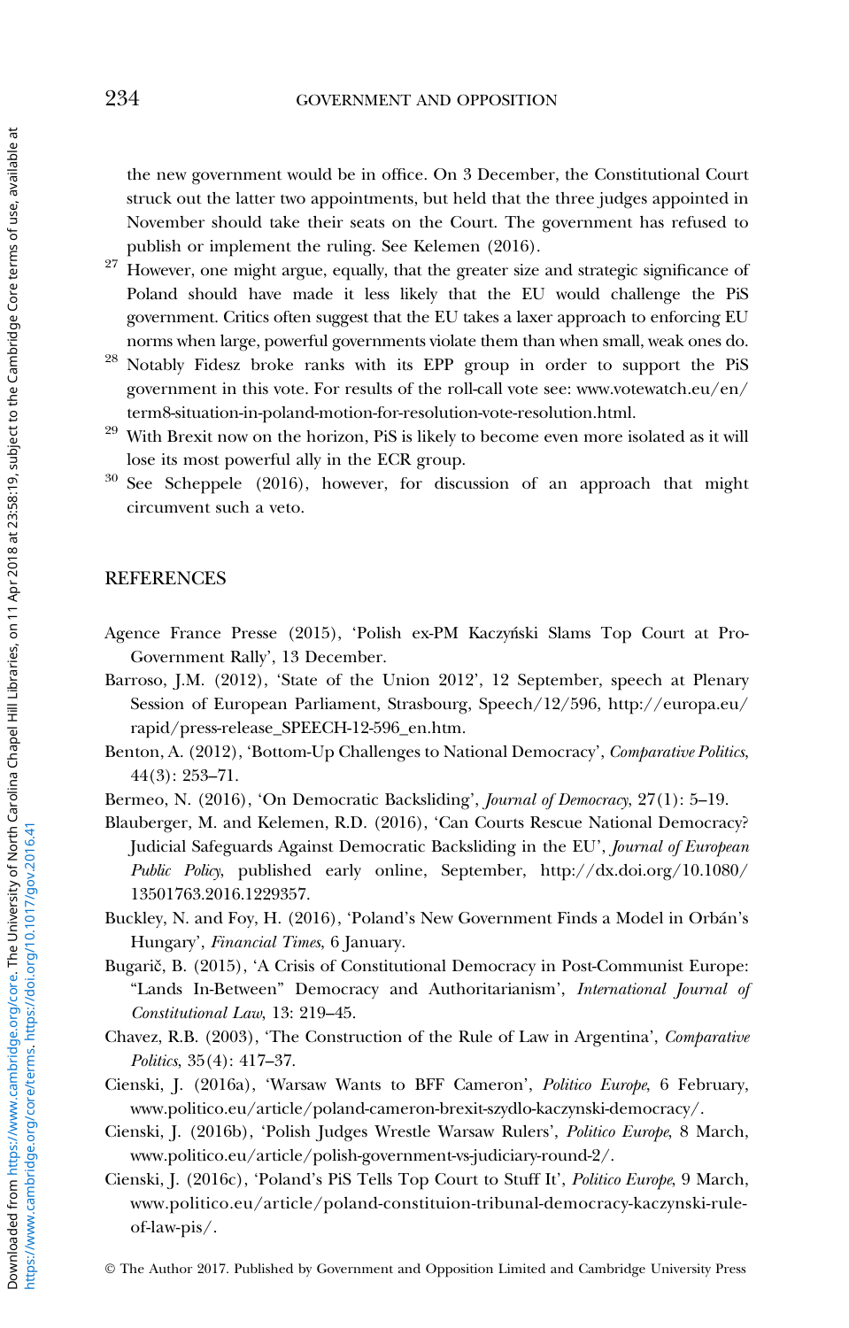the new government would be in office. On 3 December, the Constitutional Court struck out the latter two appointments, but held that the three judges appointed in November should take their seats on the Court. The government has refused to publish or implement the ruling. See Kelemen (2016).

[27] However, one might argue, equally, that the greater size and strategic significance of Poland should have made it less likely that the EU would challenge the PiS government. Critics often suggest that the EU takes a laxer approach to enforcing EU norms when large, powerful governments violate them than when small, weak ones do.

[28] Notably Fidesz broke ranks with its EPP group in order to support the PiS government in this vote. For results of the roll-call vote see: www.votewatch.eu/en/term8-situation-in-poland-motion-for-resolution-vote-resolution.html.

[29] With Brexit now on the horizon, PiS is likely to become even more isolated as it will lose its most powerful ally in the ECR group.

[30] See Scheppele (2016), however, for discussion of an approach that might circumvent such a veto.

## REFERENCES

Agence France Presse (2015), 'Polish ex-PM Kaczyński Slams Top Court at Pro-Government Rally', 13 December.

Barroso, J.M. (2012), 'State of the Union 2012', 12 September, speech at Plenary Session of European Parliament, Strasbourg, Speech/12/596, http://europa.eu/rapid/press-release_SPEECH-12-596_en.htm.

Benton, A. (2012), 'Bottom-Up Challenges to National Democracy', *Comparative Politics*, 44(3): 253–71.

Bermeo, N. (2016), 'On Democratic Backsliding', *Journal of Democracy*, 27(1): 5–19.

Blauberger, M. and Kelemen, R.D. (2016), 'Can Courts Rescue National Democracy? Judicial Safeguards Against Democratic Backsliding in the EU', *Journal of European Public Policy*, published early online, September, http://dx.doi.org/10.1080/13501763.2016.1229357.

Buckley, N. and Foy, H. (2016), 'Poland's New Government Finds a Model in Orbán's Hungary', *Financial Times*, 6 January.

Bugarič, B. (2015), 'A Crisis of Constitutional Democracy in Post-Communist Europe: "Lands In-Between" Democracy and Authoritarianism', *International Journal of Constitutional Law*, 13: 219–45.

Chavez, R.B. (2003), 'The Construction of the Rule of Law in Argentina', *Comparative Politics*, 35(4): 417–37.

Cienski, J. (2016a), 'Warsaw Wants to BFF Cameron', *Politico Europe*, 6 February, www.politico.eu/article/poland-cameron-brexit-szydlo-kaczynski-democracy/.

Cienski, J. (2016b), 'Polish Judges Wrestle Warsaw Rulers', *Politico Europe*, 8 March, www.politico.eu/article/polish-government-vs-judiciary-round-2/.

Cienski, J. (2016c), 'Poland's PiS Tells Top Court to Stuff It', *Politico Europe*, 9 March, www.politico.eu/article/poland-constituion-tribunal-democracy-kaczynski-rule-of-law-pis/.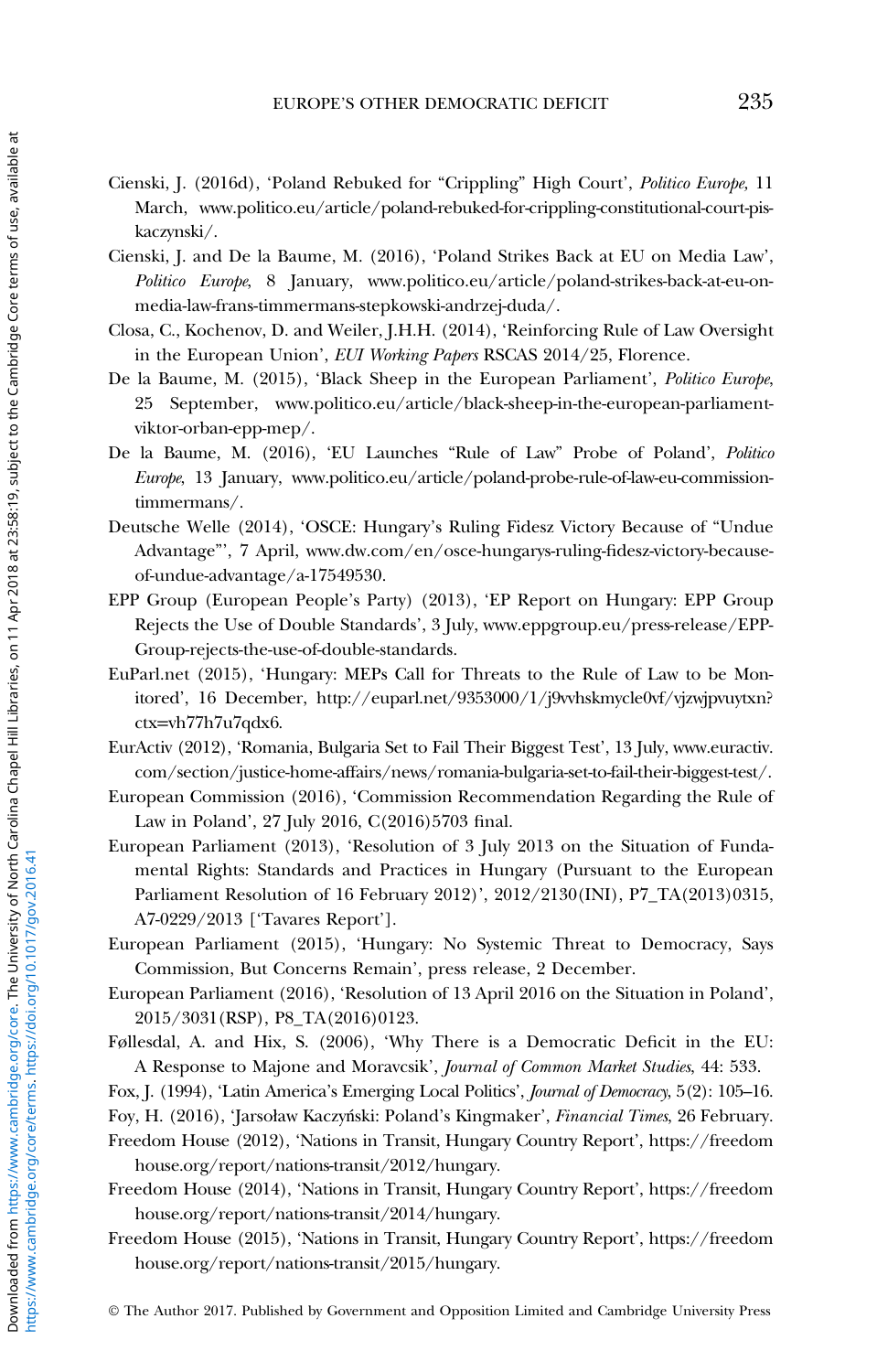Cienski, J. (2016d), 'Poland Rebuked for "Crippling" High Court', *Politico Europe*, 11 March, www.politico.eu/article/poland-rebuked-for-crippling-constitutional-court-pis-kaczynski/.

Cienski, J. and De la Baume, M. (2016), 'Poland Strikes Back at EU on Media Law', *Politico Europe*, 8 January, www.politico.eu/article/poland-strikes-back-at-eu-on-media-law-frans-timmermans-stepkowski-andrzej-duda/.

Closa, C., Kochenov, D. and Weiler, J.H.H. (2014), 'Reinforcing Rule of Law Oversight in the European Union', *EUI Working Papers* RSCAS 2014/25, Florence.

De la Baume, M. (2015), 'Black Sheep in the European Parliament', *Politico Europe*, 25 September, www.politico.eu/article/black-sheep-in-the-european-parliament-viktor-orban-epp-mep/.

De la Baume, M. (2016), 'EU Launches "Rule of Law" Probe of Poland', *Politico Europe*, 13 January, www.politico.eu/article/poland-probe-rule-of-law-eu-commission-timmermans/.

Deutsche Welle (2014), 'OSCE: Hungary's Ruling Fidesz Victory Because of "Undue Advantage"', 7 April, www.dw.com/en/osce-hungarys-ruling-fidesz-victory-because-of-undue-advantage/a-17549530.

EPP Group (European People's Party) (2013), 'EP Report on Hungary: EPP Group Rejects the Use of Double Standards', 3 July, www.eppgroup.eu/press-release/EPP-Group-rejects-the-use-of-double-standards.

EuParl.net (2015), 'Hungary: MEPs Call for Threats to the Rule of Law to be Monitored', 16 December, http://euparl.net/9353000/1/j9vvhskmycle0vf/vjzwjpvuytxn?ctx=vh77h7u7qdx6.

EurActiv (2012), 'Romania, Bulgaria Set to Fail Their Biggest Test', 13 July, www.euractiv.com/section/justice-home-affairs/news/romania-bulgaria-set-to-fail-their-biggest-test/.

European Commission (2016), 'Commission Recommendation Regarding the Rule of Law in Poland', 27 July 2016, C(2016)5703 final.

European Parliament (2013), 'Resolution of 3 July 2013 on the Situation of Fundamental Rights: Standards and Practices in Hungary (Pursuant to the European Parliament Resolution of 16 February 2012)', 2012/2130(INI), P7_TA(2013)0315, A7-0229/2013 ['Tavares Report'].

European Parliament (2015), 'Hungary: No Systemic Threat to Democracy, Says Commission, But Concerns Remain', press release, 2 December.

European Parliament (2016), 'Resolution of 13 April 2016 on the Situation in Poland', 2015/3031(RSP), P8_TA(2016)0123.

Føllesdal, A. and Hix, S. (2006), 'Why There is a Democratic Deficit in the EU: A Response to Majone and Moravcsik', *Journal of Common Market Studies*, 44: 533.

Fox, J. (1994), 'Latin America's Emerging Local Politics', *Journal of Democracy*, 5(2): 105–16.

Foy, H. (2016), 'Jarsoław Kaczyński: Poland's Kingmaker', *Financial Times*, 26 February.

Freedom House (2012), 'Nations in Transit, Hungary Country Report', https://freedomhouse.org/report/nations-transit/2012/hungary.

Freedom House (2014), 'Nations in Transit, Hungary Country Report', https://freedomhouse.org/report/nations-transit/2014/hungary.

Freedom House (2015), 'Nations in Transit, Hungary Country Report', https://freedomhouse.org/report/nations-transit/2015/hungary.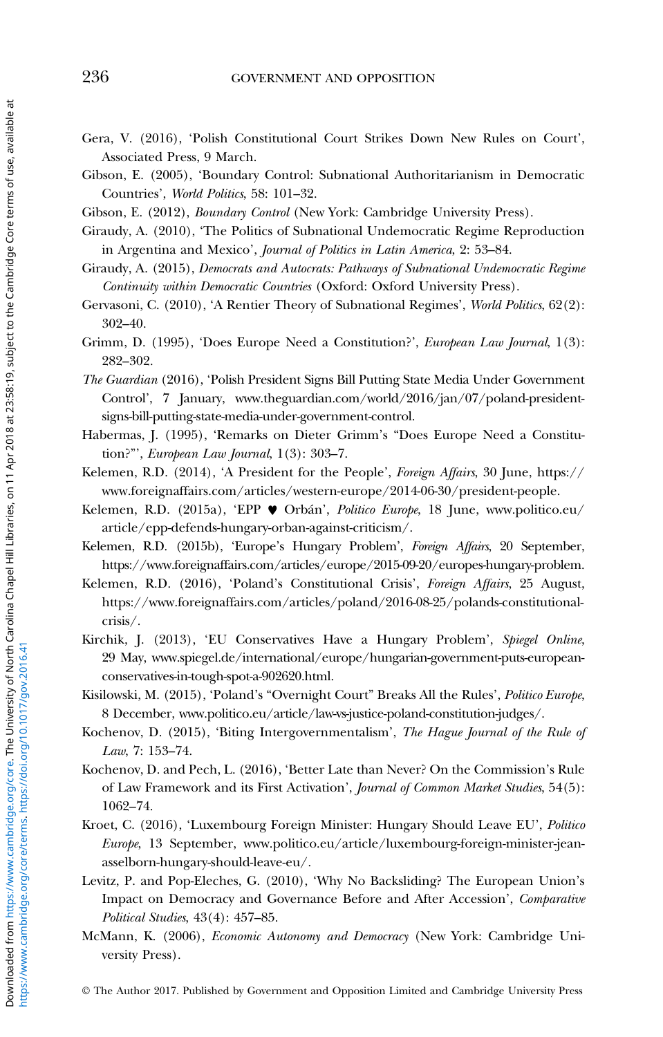Gera, V. (2016), 'Polish Constitutional Court Strikes Down New Rules on Court', Associated Press, 9 March.

Gibson, E. (2005), 'Boundary Control: Subnational Authoritarianism in Democratic Countries', *World Politics*, 58: 101–32.

Gibson, E. (2012), *Boundary Control* (New York: Cambridge University Press).

Giraudy, A. (2010), 'The Politics of Subnational Undemocratic Regime Reproduction in Argentina and Mexico', *Journal of Politics in Latin America*, 2: 53–84.

Giraudy, A. (2015), *Democrats and Autocrats: Pathways of Subnational Undemocratic Regime Continuity within Democratic Countries* (Oxford: Oxford University Press).

Gervasoni, C. (2010), 'A Rentier Theory of Subnational Regimes', *World Politics*, 62(2): 302–40.

Grimm, D. (1995), 'Does Europe Need a Constitution?', *European Law Journal*, 1(3): 282–302.

*The Guardian* (2016), 'Polish President Signs Bill Putting State Media Under Government Control', 7 January, www.theguardian.com/world/2016/jan/07/poland-president-signs-bill-putting-state-media-under-government-control.

Habermas, J. (1995), 'Remarks on Dieter Grimm's "Does Europe Need a Constitution?"', *European Law Journal*, 1(3): 303–7.

Kelemen, R.D. (2014), 'A President for the People', *Foreign Affairs*, 30 June, https://www.foreignaffairs.com/articles/western-europe/2014-06-30/president-people.

Kelemen, R.D. (2015a), 'EPP ♥ Orbán', *Politico Europe*, 18 June, www.politico.eu/article/epp-defends-hungary-orban-against-criticism/.

Kelemen, R.D. (2015b), 'Europe's Hungary Problem', *Foreign Affairs*, 20 September, https://www.foreignaffairs.com/articles/europe/2015-09-20/europes-hungary-problem.

Kelemen, R.D. (2016), 'Poland's Constitutional Crisis', *Foreign Affairs*, 25 August, https://www.foreignaffairs.com/articles/poland/2016-08-25/polands-constitutional-crisis/.

Kirchik, J. (2013), 'EU Conservatives Have a Hungary Problem', *Spiegel Online*, 29 May, www.spiegel.de/international/europe/hungarian-government-puts-european-conservatives-in-tough-spot-a-902620.html.

Kisilowski, M. (2015), 'Poland's "Overnight Court" Breaks All the Rules', *Politico Europe*, 8 December, www.politico.eu/article/law-vs-justice-poland-constitution-judges/.

Kochenov, D. (2015), 'Biting Intergovernmentalism', *The Hague Journal of the Rule of Law*, 7: 153–74.

Kochenov, D. and Pech, L. (2016), 'Better Late than Never? On the Commission's Rule of Law Framework and its First Activation', *Journal of Common Market Studies*, 54(5): 1062–74.

Kroet, C. (2016), 'Luxembourg Foreign Minister: Hungary Should Leave EU', *Politico Europe*, 13 September, www.politico.eu/article/luxembourg-foreign-minister-jean-asselborn-hungary-should-leave-eu/.

Levitz, P. and Pop-Eleches, G. (2010), 'Why No Backsliding? The European Union's Impact on Democracy and Governance Before and After Accession', *Comparative Political Studies*, 43(4): 457–85.

McMann, K. (2006), *Economic Autonomy and Democracy* (New York: Cambridge University Press).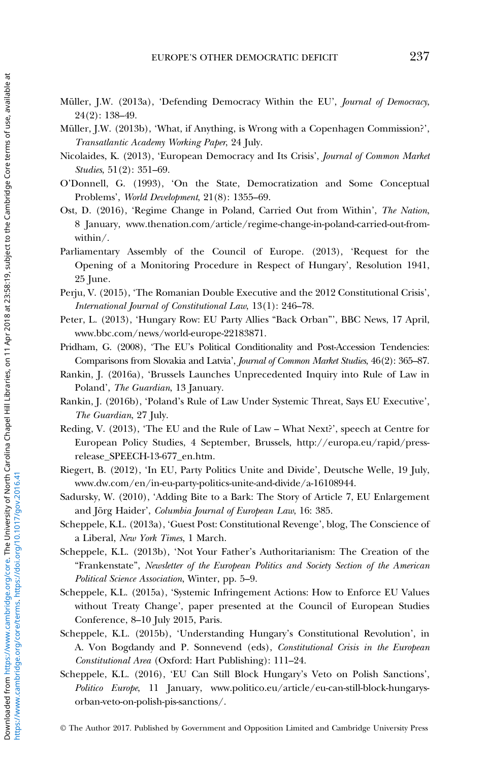Müller, J.W. (2013a), 'Defending Democracy Within the EU', *Journal of Democracy*, 24(2): 138–49.

Müller, J.W. (2013b), 'What, if Anything, is Wrong with a Copenhagen Commission?', *Transatlantic Academy Working Paper*, 24 July.

Nicolaides, K. (2013), 'European Democracy and Its Crisis', *Journal of Common Market Studies*, 51(2): 351–69.

O'Donnell, G. (1993), 'On the State, Democratization and Some Conceptual Problems', *World Development*, 21(8): 1355–69.

Ost, D. (2016), 'Regime Change in Poland, Carried Out from Within', *The Nation*, 8 January, www.thenation.com/article/regime-change-in-poland-carried-out-from-within/.

Parliamentary Assembly of the Council of Europe. (2013), 'Request for the Opening of a Monitoring Procedure in Respect of Hungary', Resolution 1941, 25 June.

Perju, V. (2015), 'The Romanian Double Executive and the 2012 Constitutional Crisis', *International Journal of Constitutional Law*, 13(1): 246–78.

Peter, L. (2013), 'Hungary Row: EU Party Allies "Back Orban"', BBC News, 17 April, www.bbc.com/news/world-europe-22183871.

Pridham, G. (2008), 'The EU's Political Conditionality and Post-Accession Tendencies: Comparisons from Slovakia and Latvia', *Journal of Common Market Studies*, 46(2): 365–87.

Rankin, J. (2016a), 'Brussels Launches Unprecedented Inquiry into Rule of Law in Poland', *The Guardian*, 13 January.

Rankin, J. (2016b), 'Poland's Rule of Law Under Systemic Threat, Says EU Executive', *The Guardian*, 27 July.

Reding, V. (2013), 'The EU and the Rule of Law – What Next?', speech at Centre for European Policy Studies, 4 September, Brussels, http://europa.eu/rapid/press-release_SPEECH-13-677_en.htm.

Riegert, B. (2012), 'In EU, Party Politics Unite and Divide', Deutsche Welle, 19 July, www.dw.com/en/in-eu-party-politics-unite-and-divide/a-16108944.

Sadursky, W. (2010), 'Adding Bite to a Bark: The Story of Article 7, EU Enlargement and Jörg Haider', *Columbia Journal of European Law*, 16: 385.

Scheppele, K.L. (2013a), 'Guest Post: Constitutional Revenge', blog, The Conscience of a Liberal, *New York Times*, 1 March.

Scheppele, K.L. (2013b), 'Not Your Father's Authoritarianism: The Creation of the "Frankenstate"', *Newsletter of the European Politics and Society Section of the American Political Science Association*, Winter, pp. 5–9.

Scheppele, K.L. (2015a), 'Systemic Infringement Actions: How to Enforce EU Values without Treaty Change', paper presented at the Council of European Studies Conference, 8–10 July 2015, Paris.

Scheppele, K.L. (2015b), 'Understanding Hungary's Constitutional Revolution', in A. Von Bogdandy and P. Sonnevend (eds), *Constitutional Crisis in the European Constitutional Area* (Oxford: Hart Publishing): 111–24.

Scheppele, K.L. (2016), 'EU Can Still Block Hungary's Veto on Polish Sanctions', *Politico Europe*, 11 January, www.politico.eu/article/eu-can-still-block-hungarys-orban-veto-on-polish-pis-sanctions/.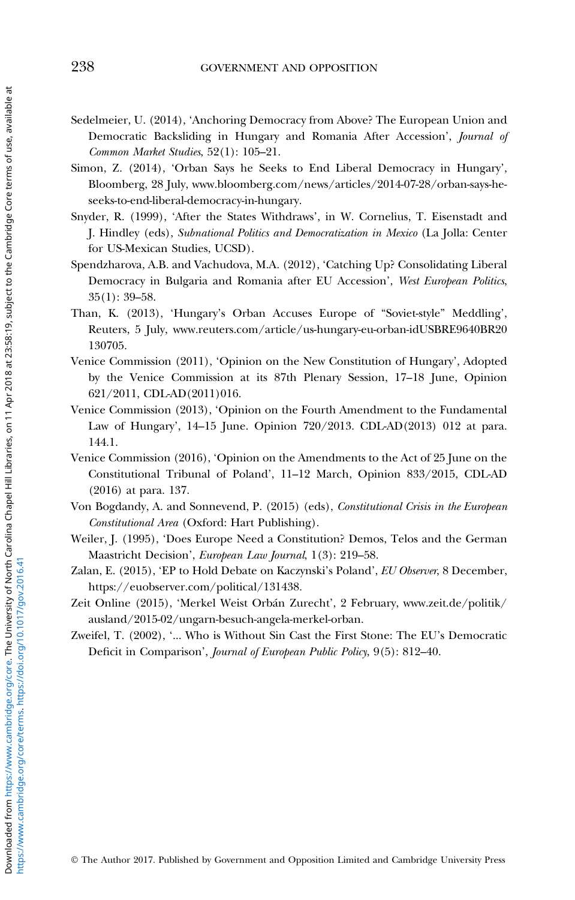Sedelmeier, U. (2014), 'Anchoring Democracy from Above? The European Union and Democratic Backsliding in Hungary and Romania After Accession', *Journal of Common Market Studies*, 52(1): 105–21.

Simon, Z. (2014), 'Orban Says he Seeks to End Liberal Democracy in Hungary', Bloomberg, 28 July, www.bloomberg.com/news/articles/2014-07-28/orban-says-he-seeks-to-end-liberal-democracy-in-hungary.

Snyder, R. (1999), 'After the States Withdraws', in W. Cornelius, T. Eisenstadt and J. Hindley (eds), *Subnational Politics and Democratization in Mexico* (La Jolla: Center for US-Mexican Studies, UCSD).

Spendzharova, A.B. and Vachudova, M.A. (2012), 'Catching Up? Consolidating Liberal Democracy in Bulgaria and Romania after EU Accession', *West European Politics*, 35(1): 39–58.

Than, K. (2013), 'Hungary's Orban Accuses Europe of "Soviet-style" Meddling', Reuters, 5 July, www.reuters.com/article/us-hungary-eu-orban-idUSBRE9640BR20130705.

Venice Commission (2011), 'Opinion on the New Constitution of Hungary', Adopted by the Venice Commission at its 87th Plenary Session, 17–18 June, Opinion 621/2011, CDL-AD(2011)016.

Venice Commission (2013), 'Opinion on the Fourth Amendment to the Fundamental Law of Hungary', 14–15 June. Opinion 720/2013. CDL-AD(2013) 012 at para. 144.1.

Venice Commission (2016), 'Opinion on the Amendments to the Act of 25 June on the Constitutional Tribunal of Poland', 11–12 March, Opinion 833/2015, CDL-AD (2016) at para. 137.

Von Bogdandy, A. and Sonnevend, P. (2015) (eds), *Constitutional Crisis in the European Constitutional Area* (Oxford: Hart Publishing).

Weiler, J. (1995), 'Does Europe Need a Constitution? Demos, Telos and the German Maastricht Decision', *European Law Journal*, 1(3): 219–58.

Zalan, E. (2015), 'EP to Hold Debate on Kaczynski's Poland', *EU Observer*, 8 December, https://euobserver.com/political/131438.

Zeit Online (2015), 'Merkel Weist Orbán Zurecht', 2 February, www.zeit.de/politik/ausland/2015-02/ungarn-besuch-angela-merkel-orban.

Zweifel, T. (2002), '... Who is Without Sin Cast the First Stone: The EU's Democratic Deficit in Comparison', *Journal of European Public Policy*, 9(5): 812–40.